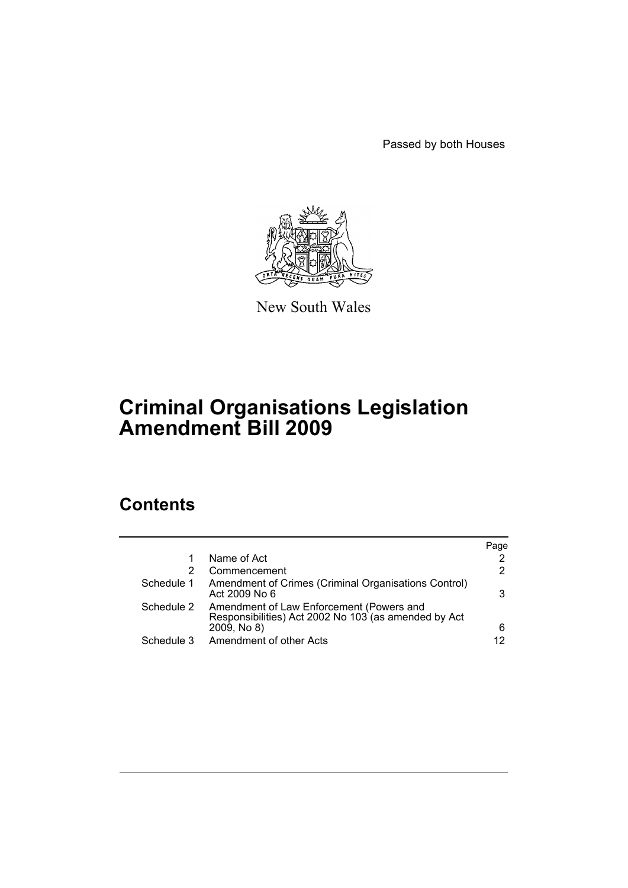Passed by both Houses

New South Wales

# Criminal Organisations Legislation Amendment Bill 2009

## Contents

| | | Page |
|---|---|---|
| 1 | Name of Act | 2 |
| 2 | Commencement | 2 |
| Schedule 1 | Amendment of Crimes (Criminal Organisations Control) Act 2009 No 6 | 3 |
| Schedule 2 | Amendment of Law Enforcement (Powers and Responsibilities) Act 2002 No 103 (as amended by Act 2009, No 8) | 6 |
| Schedule 3 | Amendment of other Acts | 12 |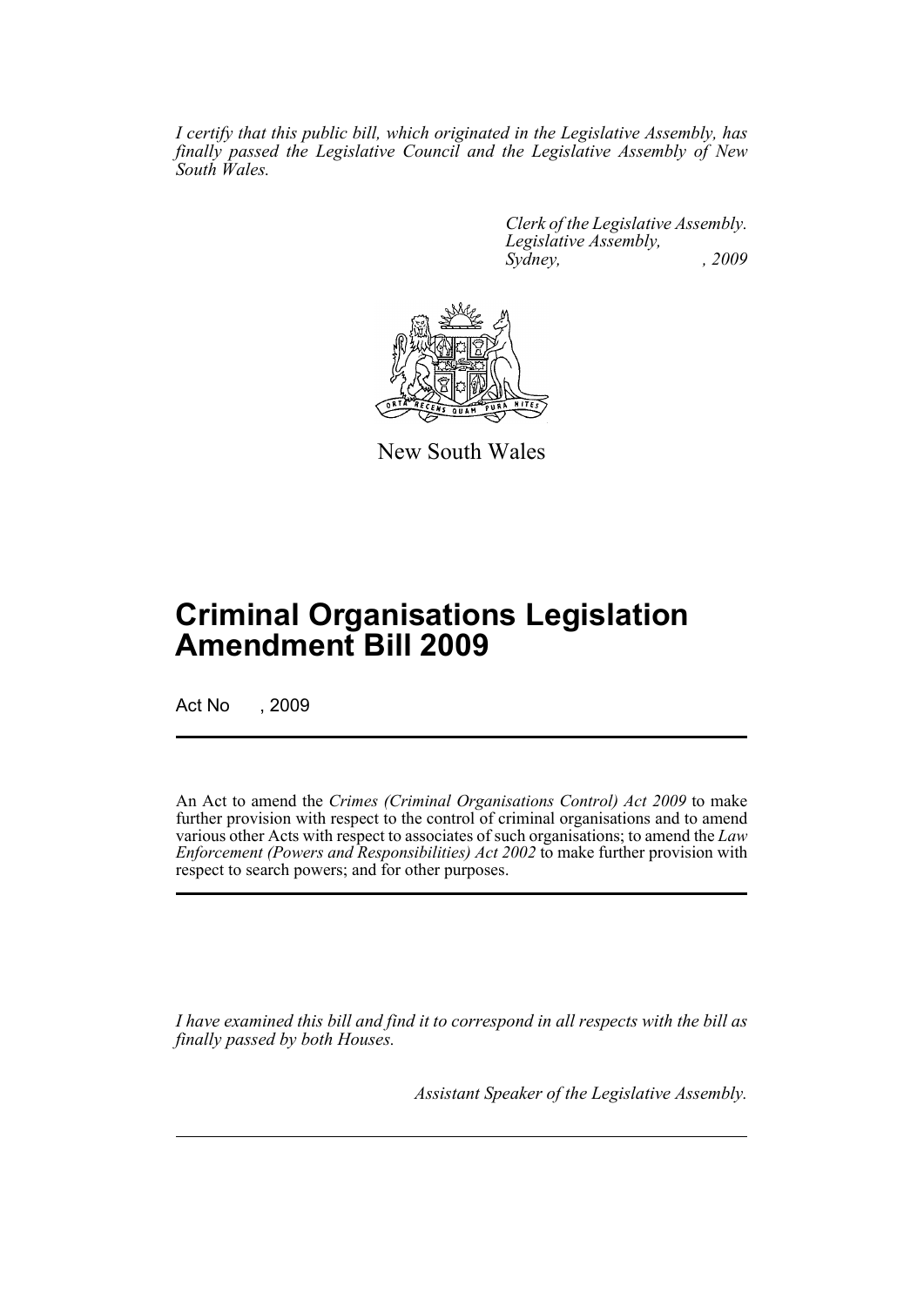*I certify that this public bill, which originated in the Legislative Assembly, has finally passed the Legislative Council and the Legislative Assembly of New South Wales.*

*Clerk of the Legislative Assembly.*
*Legislative Assembly,*
*Sydney, , 2009*

New South Wales

# Criminal Organisations Legislation Amendment Bill 2009

Act No , 2009

An Act to amend the *Crimes (Criminal Organisations Control) Act 2009* to make further provision with respect to the control of criminal organisations and to amend various other Acts with respect to associates of such organisations; to amend the *Law Enforcement (Powers and Responsibilities) Act 2002* to make further provision with respect to search powers; and for other purposes.

*I have examined this bill and find it to correspond in all respects with the bill as finally passed by both Houses.*

*Assistant Speaker of the Legislative Assembly.*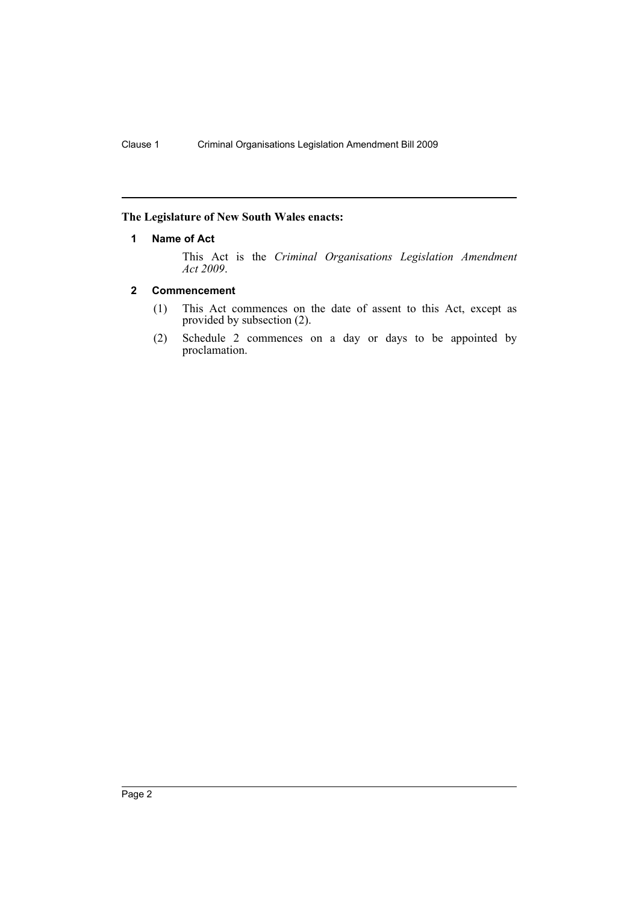**The Legislature of New South Wales enacts:**

## 1 Name of Act

This Act is the *Criminal Organisations Legislation Amendment Act 2009*.

## 2 Commencement

(1) This Act commences on the date of assent to this Act, except as provided by subsection (2).

(2) Schedule 2 commences on a day or days to be appointed by proclamation.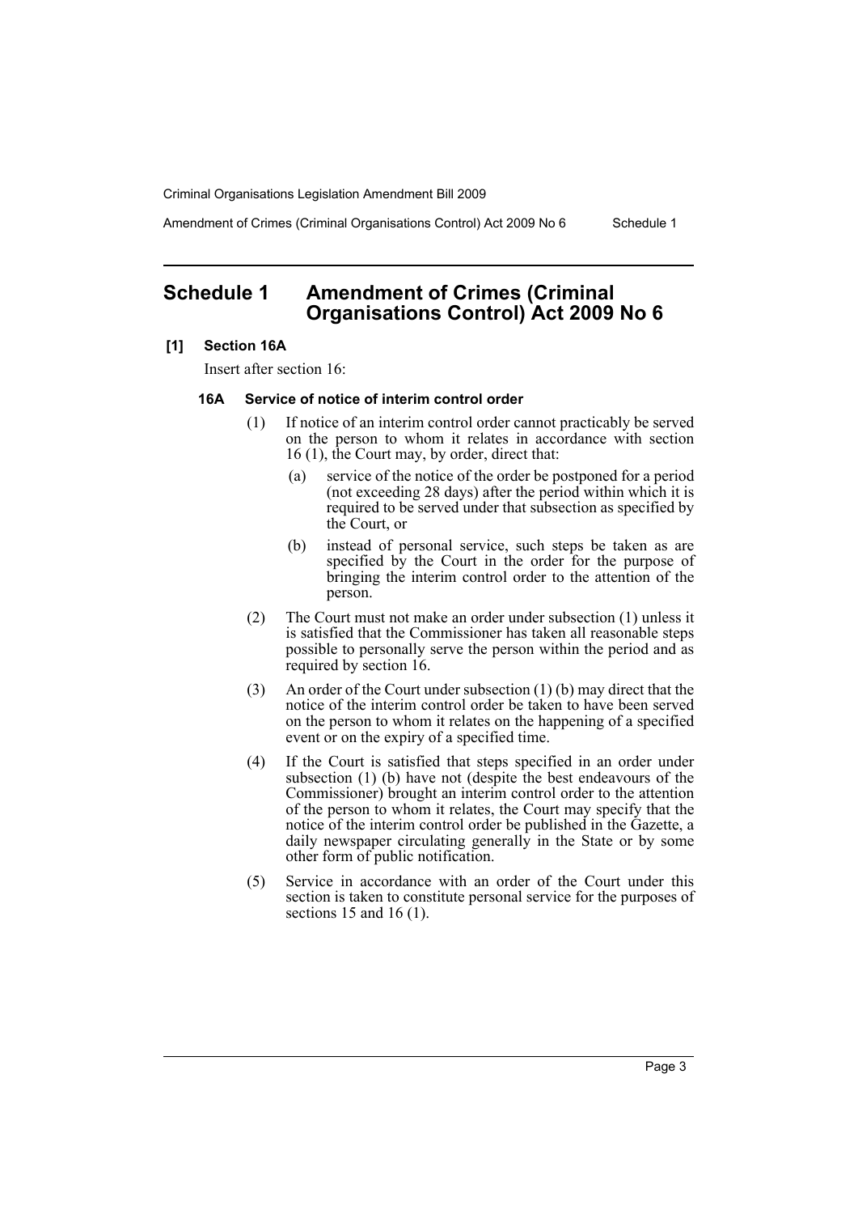# Schedule 1 Amendment of Crimes (Criminal Organisations Control) Act 2009 No 6

**[1] Section 16A**

Insert after section 16:

**16A Service of notice of interim control order**

(1) If notice of an interim control order cannot practicably be served on the person to whom it relates in accordance with section 16 (1), the Court may, by order, direct that:

- (a) service of the notice of the order be postponed for a period (not exceeding 28 days) after the period within which it is required to be served under that subsection as specified by the Court, or
- (b) instead of personal service, such steps be taken as are specified by the Court in the order for the purpose of bringing the interim control order to the attention of the person.

(2) The Court must not make an order under subsection (1) unless it is satisfied that the Commissioner has taken all reasonable steps possible to personally serve the person within the period and as required by section 16.

(3) An order of the Court under subsection (1) (b) may direct that the notice of the interim control order be taken to have been served on the person to whom it relates on the happening of a specified event or on the expiry of a specified time.

(4) If the Court is satisfied that steps specified in an order under subsection (1) (b) have not (despite the best endeavours of the Commissioner) brought an interim control order to the attention of the person to whom it relates, the Court may specify that the notice of the interim control order be published in the Gazette, a daily newspaper circulating generally in the State or by some other form of public notification.

(5) Service in accordance with an order of the Court under this section is taken to constitute personal service for the purposes of sections 15 and 16 (1).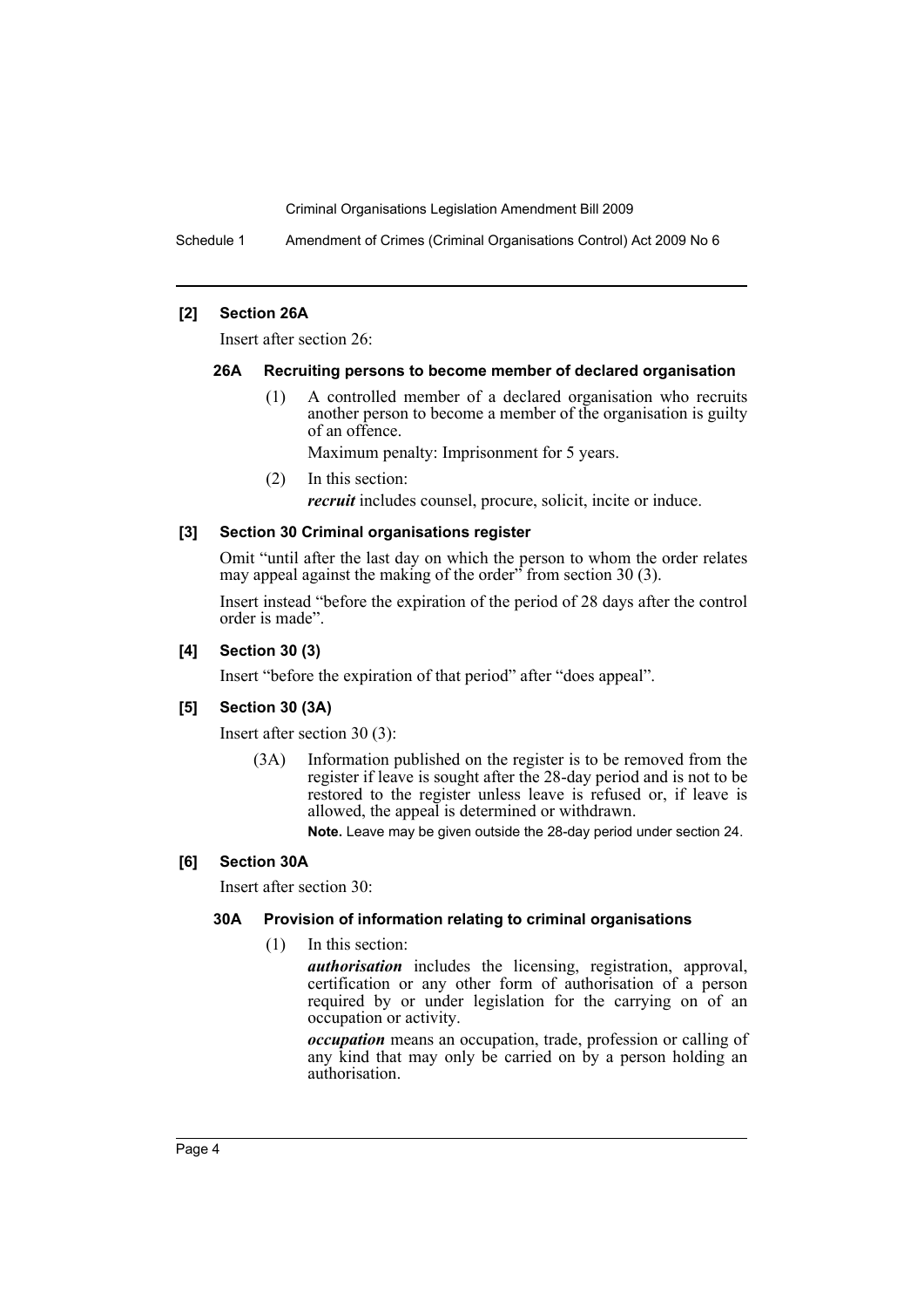**[2] Section 26A**

Insert after section 26:

**26A Recruiting persons to become member of declared organisation**

(1) A controlled member of a declared organisation who recruits another person to become a member of the organisation is guilty of an offence.

Maximum penalty: Imprisonment for 5 years.

(2) In this section:

***recruit*** includes counsel, procure, solicit, incite or induce.

**[3] Section 30 Criminal organisations register**

Omit "until after the last day on which the person to whom the order relates may appeal against the making of the order" from section 30 (3).

Insert instead "before the expiration of the period of 28 days after the control order is made".

**[4] Section 30 (3)**

Insert "before the expiration of that period" after "does appeal".

**[5] Section 30 (3A)**

Insert after section 30 (3):

(3A) Information published on the register is to be removed from the register if leave is sought after the 28-day period and is not to be restored to the register unless leave is refused or, if leave is allowed, the appeal is determined or withdrawn.

**Note.** Leave may be given outside the 28-day period under section 24.

**[6] Section 30A**

Insert after section 30:

**30A Provision of information relating to criminal organisations**

(1) In this section:

***authorisation*** includes the licensing, registration, approval, certification or any other form of authorisation of a person required by or under legislation for the carrying on of an occupation or activity.

***occupation*** means an occupation, trade, profession or calling of any kind that may only be carried on by a person holding an authorisation.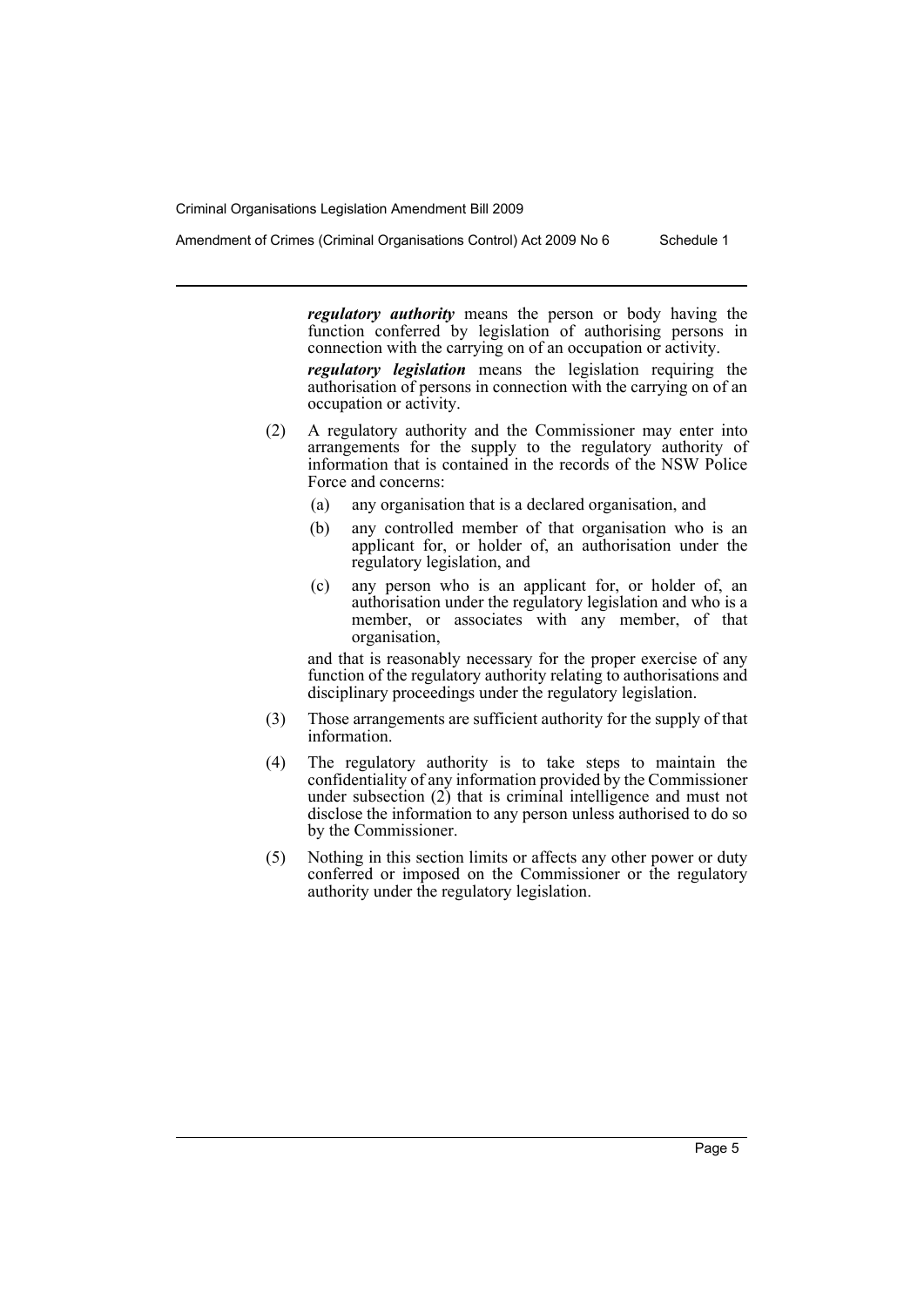***regulatory authority*** means the person or body having the function conferred by legislation of authorising persons in connection with the carrying on of an occupation or activity.

***regulatory legislation*** means the legislation requiring the authorisation of persons in connection with the carrying on of an occupation or activity.

(2) A regulatory authority and the Commissioner may enter into arrangements for the supply to the regulatory authority of information that is contained in the records of the NSW Police Force and concerns:

- (a) any organisation that is a declared organisation, and
- (b) any controlled member of that organisation who is an applicant for, or holder of, an authorisation under the regulatory legislation, and
- (c) any person who is an applicant for, or holder of, an authorisation under the regulatory legislation and who is a member, or associates with any member, of that organisation,

and that is reasonably necessary for the proper exercise of any function of the regulatory authority relating to authorisations and disciplinary proceedings under the regulatory legislation.

(3) Those arrangements are sufficient authority for the supply of that information.

(4) The regulatory authority is to take steps to maintain the confidentiality of any information provided by the Commissioner under subsection (2) that is criminal intelligence and must not disclose the information to any person unless authorised to do so by the Commissioner.

(5) Nothing in this section limits or affects any other power or duty conferred or imposed on the Commissioner or the regulatory authority under the regulatory legislation.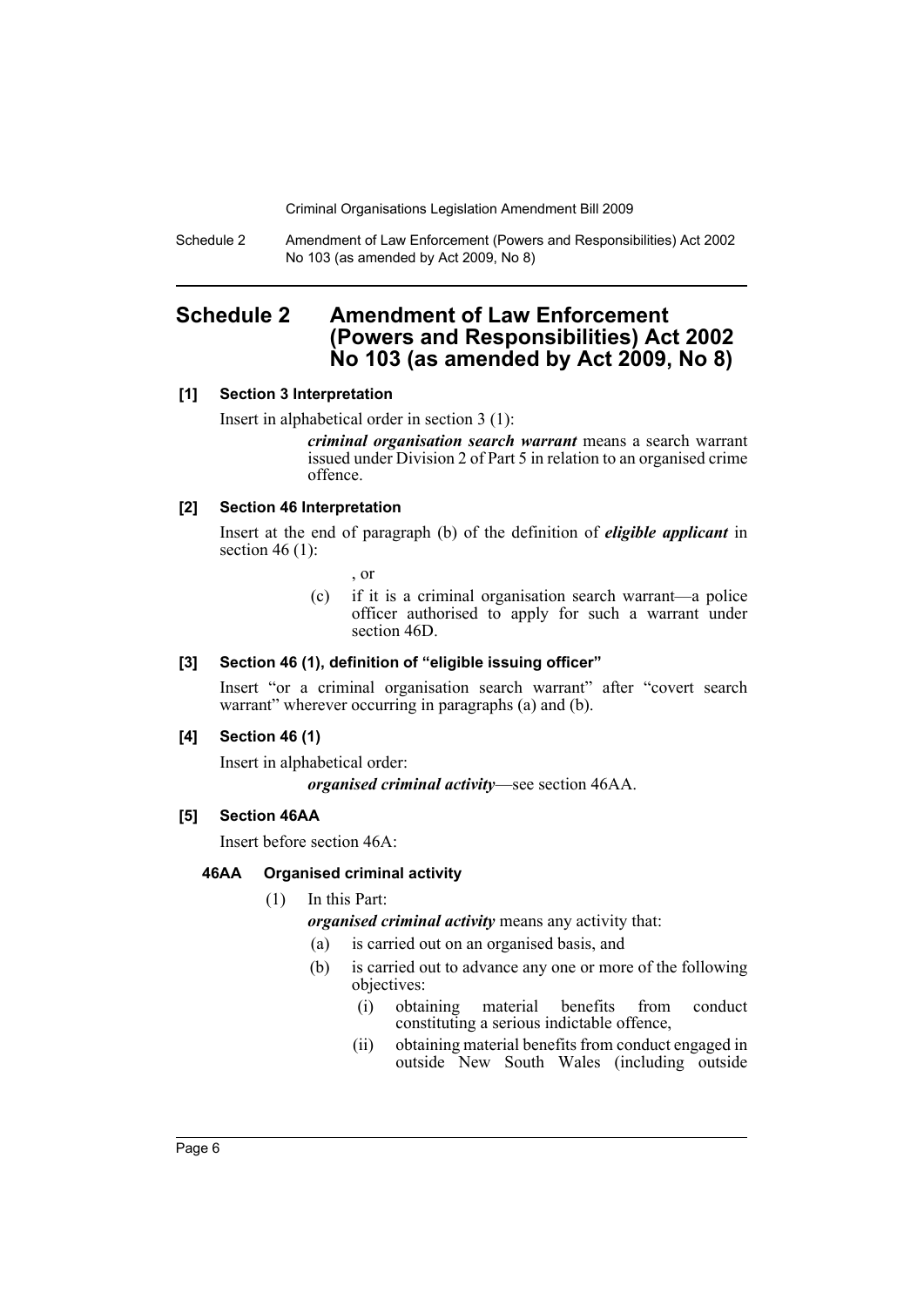# Schedule 2 Amendment of Law Enforcement (Powers and Responsibilities) Act 2002 No 103 (as amended by Act 2009, No 8)

### [1] Section 3 Interpretation

Insert in alphabetical order in section 3 (1):

> ***criminal organisation search warrant*** means a search warrant issued under Division 2 of Part 5 in relation to an organised crime offence.

### [2] Section 46 Interpretation

Insert at the end of paragraph (b) of the definition of ***eligible applicant*** in section 46 (1):

> , or
>
> (c) if it is a criminal organisation search warrant—a police officer authorised to apply for such a warrant under section 46D.

### [3] Section 46 (1), definition of "eligible issuing officer"

Insert "or a criminal organisation search warrant" after "covert search warrant" wherever occurring in paragraphs (a) and (b).

### [4] Section 46 (1)

Insert in alphabetical order:

> ***organised criminal activity***—see section 46AA.

### [5] Section 46AA

Insert before section 46A:

#### 46AA Organised criminal activity

(1) In this Part:

***organised criminal activity*** means any activity that:

(a) is carried out on an organised basis, and

(b) is carried out to advance any one or more of the following objectives:

(i) obtaining material benefits from conduct constituting a serious indictable offence,

(ii) obtaining material benefits from conduct engaged in outside New South Wales (including outside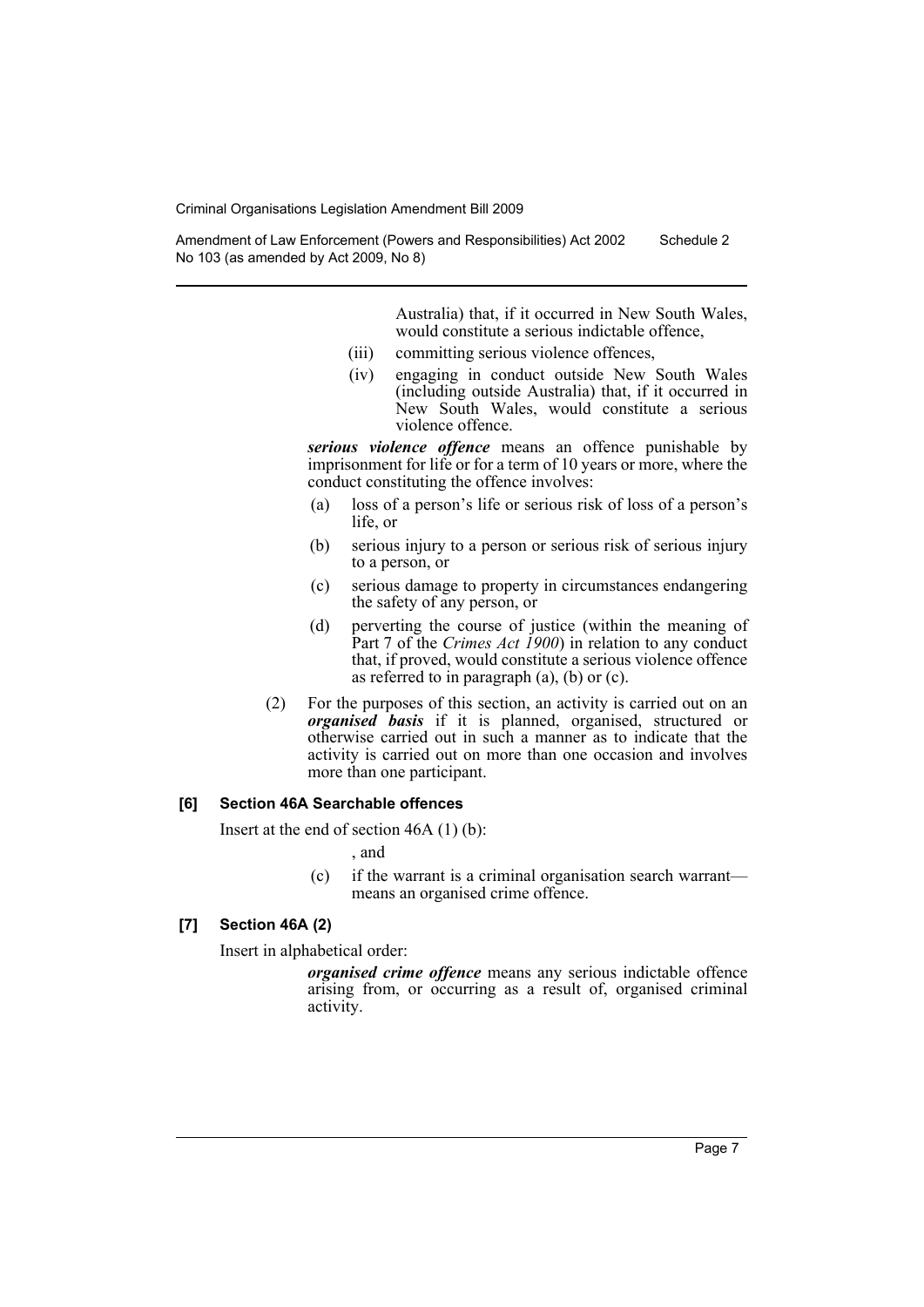Australia) that, if it occurred in New South Wales, would constitute a serious indictable offence,

(iii) committing serious violence offences,

(iv) engaging in conduct outside New South Wales (including outside Australia) that, if it occurred in New South Wales, would constitute a serious violence offence.

***serious violence offence*** means an offence punishable by imprisonment for life or for a term of 10 years or more, where the conduct constituting the offence involves:

(a) loss of a person's life or serious risk of loss of a person's life, or

(b) serious injury to a person or serious risk of serious injury to a person, or

(c) serious damage to property in circumstances endangering the safety of any person, or

(d) perverting the course of justice (within the meaning of Part 7 of the *Crimes Act 1900*) in relation to any conduct that, if proved, would constitute a serious violence offence as referred to in paragraph (a), (b) or (c).

(2) For the purposes of this section, an activity is carried out on an ***organised basis*** if it is planned, organised, structured or otherwise carried out in such a manner as to indicate that the activity is carried out on more than one occasion and involves more than one participant.

**[6] Section 46A Searchable offences**

Insert at the end of section 46A (1) (b):

, and

(c) if the warrant is a criminal organisation search warrant—means an organised crime offence.

**[7] Section 46A (2)**

Insert in alphabetical order:

***organised crime offence*** means any serious indictable offence arising from, or occurring as a result of, organised criminal activity.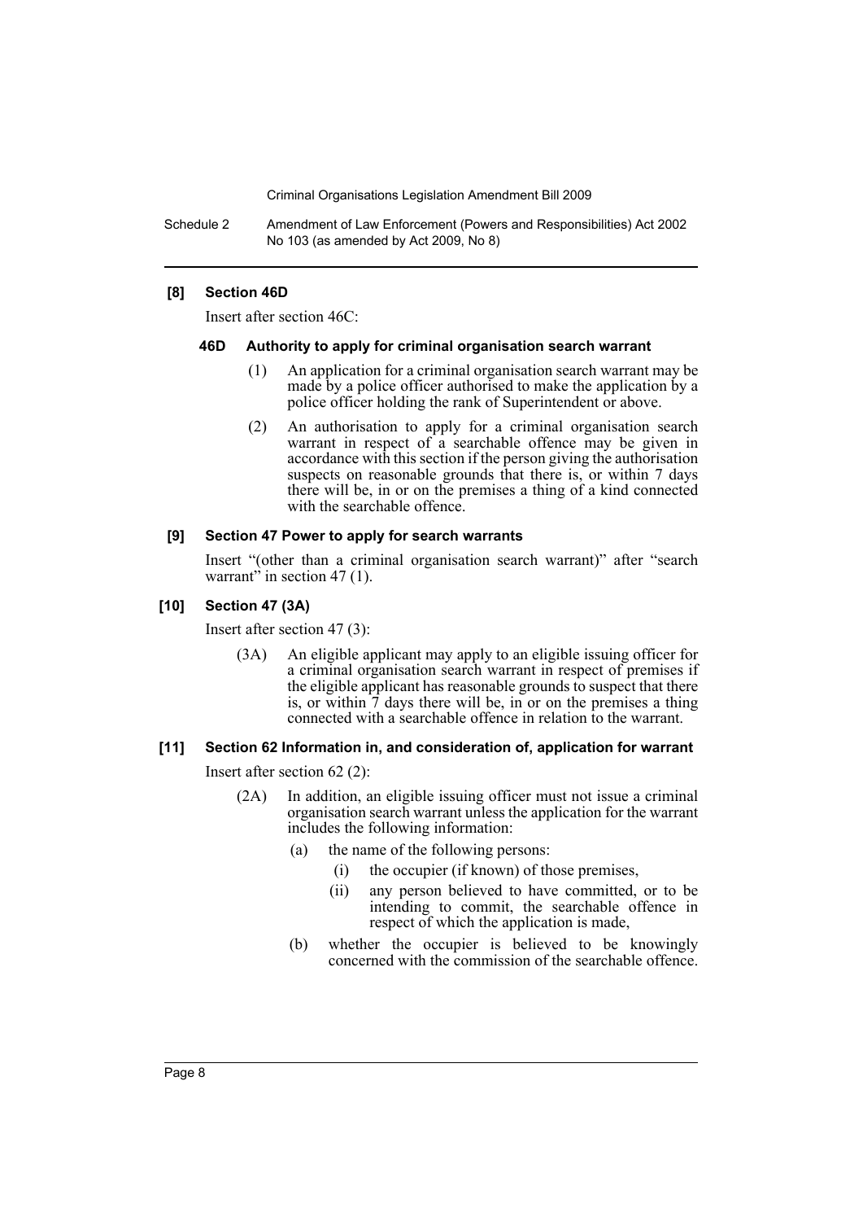**[8] Section 46D**

Insert after section 46C:

**46D Authority to apply for criminal organisation search warrant**

(1) An application for a criminal organisation search warrant may be made by a police officer authorised to make the application by a police officer holding the rank of Superintendent or above.

(2) An authorisation to apply for a criminal organisation search warrant in respect of a searchable offence may be given in accordance with this section if the person giving the authorisation suspects on reasonable grounds that there is, or within 7 days there will be, in or on the premises a thing of a kind connected with the searchable offence.

**[9] Section 47 Power to apply for search warrants**

Insert "(other than a criminal organisation search warrant)" after "search warrant" in section 47 (1).

**[10] Section 47 (3A)**

Insert after section 47 (3):

(3A) An eligible applicant may apply to an eligible issuing officer for a criminal organisation search warrant in respect of premises if the eligible applicant has reasonable grounds to suspect that there is, or within 7 days there will be, in or on the premises a thing connected with a searchable offence in relation to the warrant.

**[11] Section 62 Information in, and consideration of, application for warrant**

Insert after section 62 (2):

(2A) In addition, an eligible issuing officer must not issue a criminal organisation search warrant unless the application for the warrant includes the following information:

- (a) the name of the following persons:
  - (i) the occupier (if known) of those premises,
  - (ii) any person believed to have committed, or to be intending to commit, the searchable offence in respect of which the application is made,
- (b) whether the occupier is believed to be knowingly concerned with the commission of the searchable offence.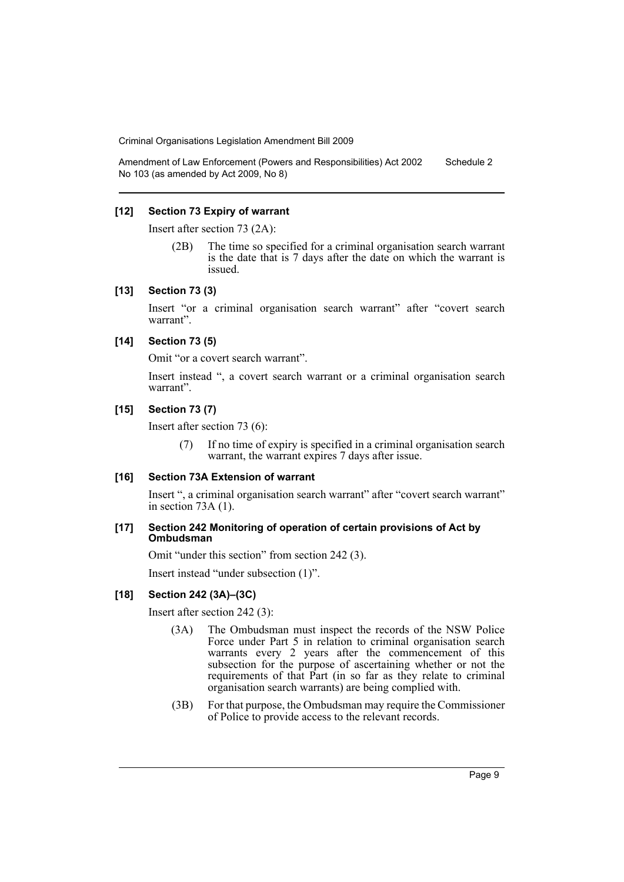### [12] Section 73 Expiry of warrant

Insert after section 73 (2A):

> (2B) The time so specified for a criminal organisation search warrant is the date that is 7 days after the date on which the warrant is issued.

### [13] Section 73 (3)

Insert "or a criminal organisation search warrant" after "covert search warrant".

### [14] Section 73 (5)

Omit "or a covert search warrant".

Insert instead ", a covert search warrant or a criminal organisation search warrant".

### [15] Section 73 (7)

Insert after section 73 (6):

> (7) If no time of expiry is specified in a criminal organisation search warrant, the warrant expires 7 days after issue.

### [16] Section 73A Extension of warrant

Insert ", a criminal organisation search warrant" after "covert search warrant" in section 73A (1).

### [17] Section 242 Monitoring of operation of certain provisions of Act by Ombudsman

Omit "under this section" from section 242 (3).

Insert instead "under subsection (1)".

### [18] Section 242 (3A)–(3C)

Insert after section 242 (3):

> (3A) The Ombudsman must inspect the records of the NSW Police Force under Part 5 in relation to criminal organisation search warrants every 2 years after the commencement of this subsection for the purpose of ascertaining whether or not the requirements of that Part (in so far as they relate to criminal organisation search warrants) are being complied with.
>
> (3B) For that purpose, the Ombudsman may require the Commissioner of Police to provide access to the relevant records.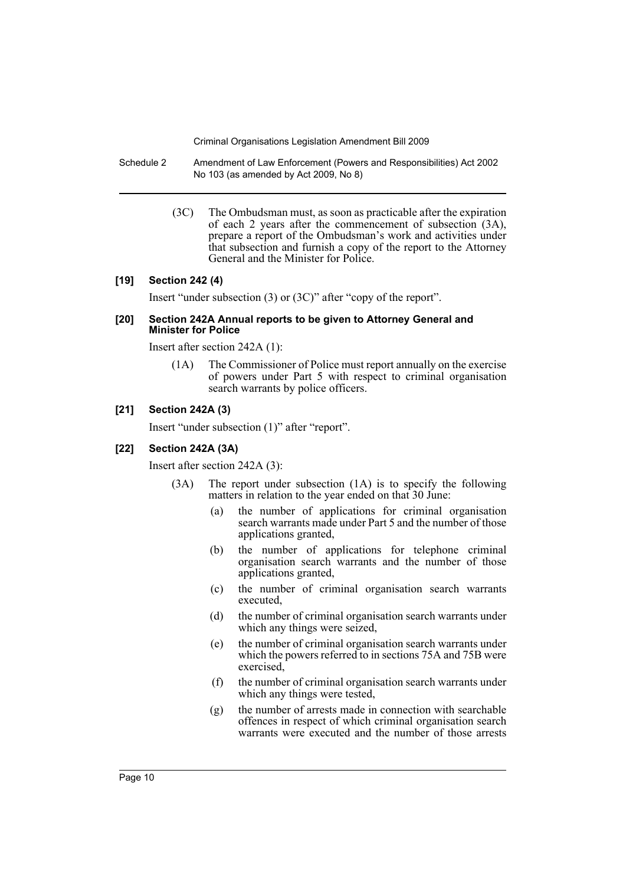(3C) The Ombudsman must, as soon as practicable after the expiration of each 2 years after the commencement of subsection (3A), prepare a report of the Ombudsman's work and activities under that subsection and furnish a copy of the report to the Attorney General and the Minister for Police.

**[19] Section 242 (4)**

Insert "under subsection (3) or (3C)" after "copy of the report".

**[20] Section 242A Annual reports to be given to Attorney General and Minister for Police**

Insert after section 242A (1):

(1A) The Commissioner of Police must report annually on the exercise of powers under Part 5 with respect to criminal organisation search warrants by police officers.

**[21] Section 242A (3)**

Insert "under subsection (1)" after "report".

**[22] Section 242A (3A)**

Insert after section 242A (3):

(3A) The report under subsection (1A) is to specify the following matters in relation to the year ended on that 30 June:

(a) the number of applications for criminal organisation search warrants made under Part 5 and the number of those applications granted,

(b) the number of applications for telephone criminal organisation search warrants and the number of those applications granted,

(c) the number of criminal organisation search warrants executed,

(d) the number of criminal organisation search warrants under which any things were seized,

(e) the number of criminal organisation search warrants under which the powers referred to in sections 75A and 75B were exercised,

(f) the number of criminal organisation search warrants under which any things were tested,

(g) the number of arrests made in connection with searchable offences in respect of which criminal organisation search warrants were executed and the number of those arrests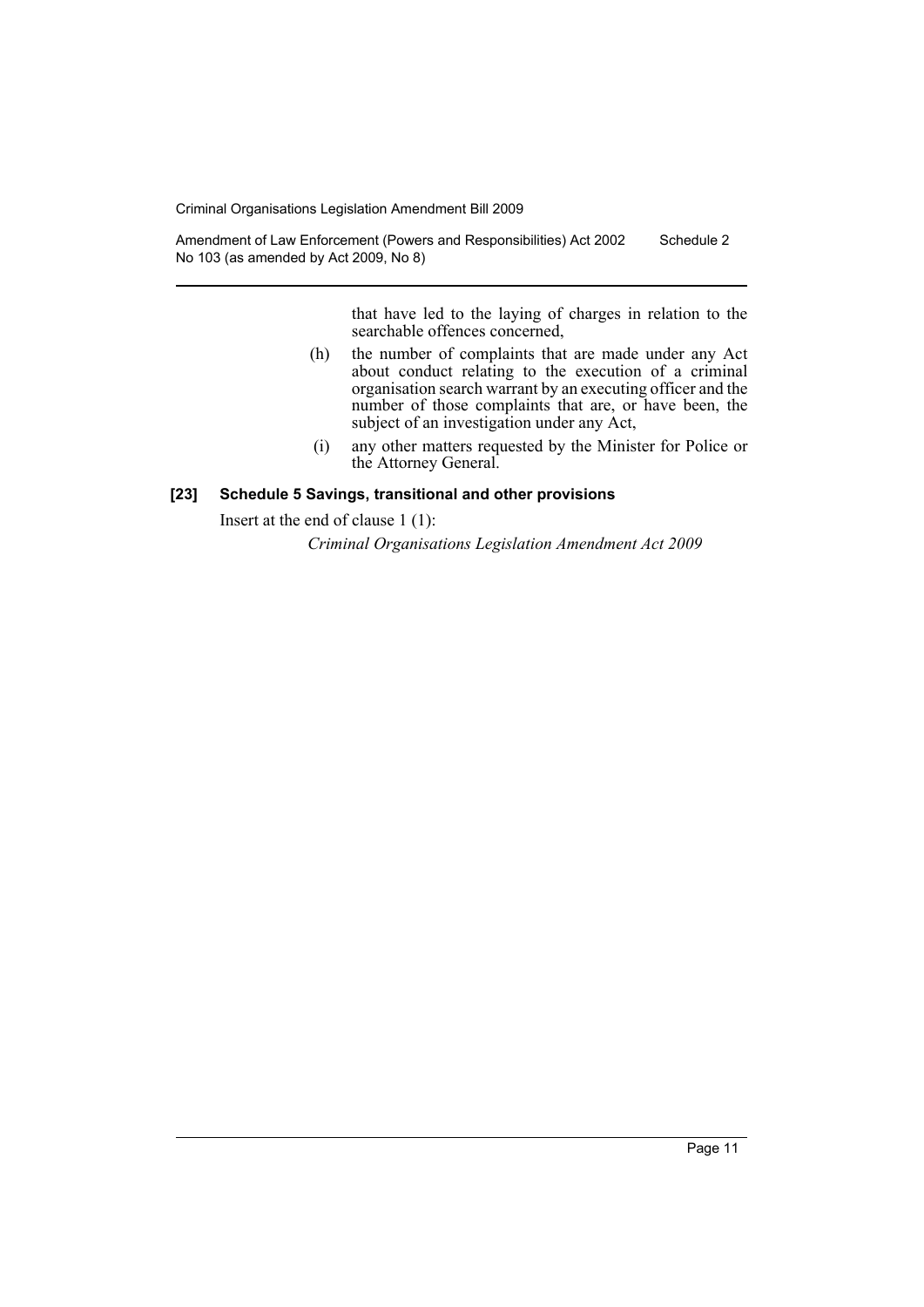that have led to the laying of charges in relation to the searchable offences concerned,

(h) the number of complaints that are made under any Act about conduct relating to the execution of a criminal organisation search warrant by an executing officer and the number of those complaints that are, or have been, the subject of an investigation under any Act,

(i) any other matters requested by the Minister for Police or the Attorney General.

### [23] Schedule 5 Savings, transitional and other provisions

Insert at the end of clause 1 (1):

*Criminal Organisations Legislation Amendment Act 2009*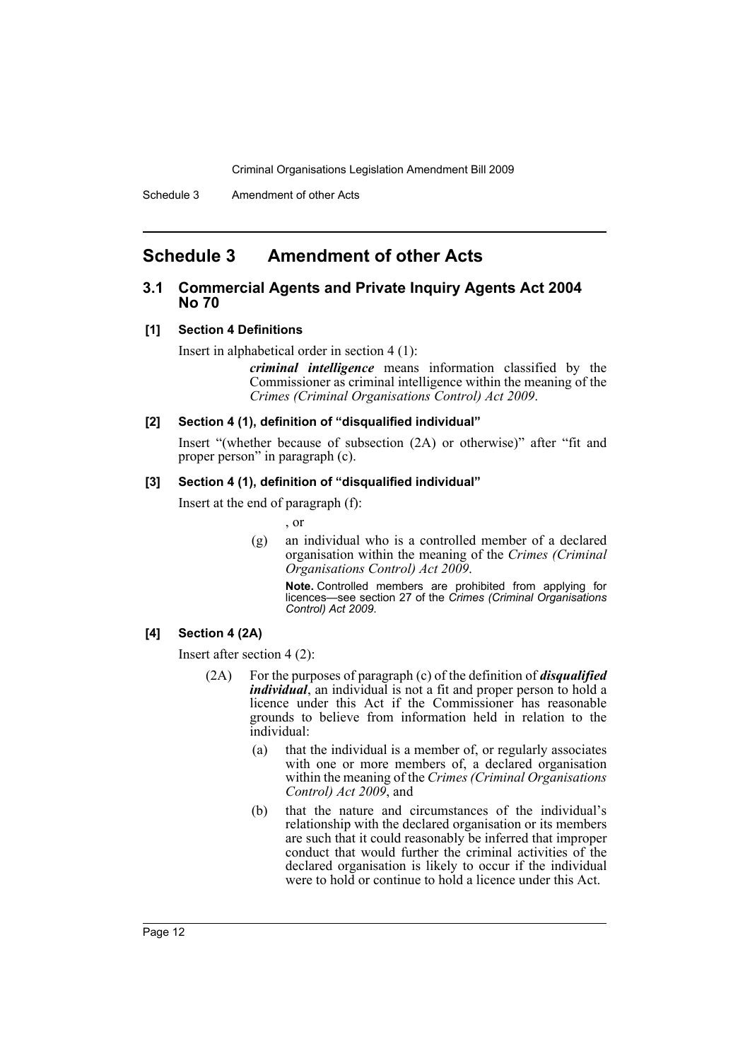## Schedule 3 Amendment of other Acts

### 3.1 Commercial Agents and Private Inquiry Agents Act 2004 No 70

#### [1] Section 4 Definitions

Insert in alphabetical order in section 4 (1):

> ***criminal intelligence*** means information classified by the Commissioner as criminal intelligence within the meaning of the *Crimes (Criminal Organisations Control) Act 2009*.

#### [2] Section 4 (1), definition of "disqualified individual"

Insert "(whether because of subsection (2A) or otherwise)" after "fit and proper person" in paragraph (c).

#### [3] Section 4 (1), definition of "disqualified individual"

Insert at the end of paragraph (f):

> , or
>
> (g) an individual who is a controlled member of a declared organisation within the meaning of the *Crimes (Criminal Organisations Control) Act 2009*.
>
> **Note.** Controlled members are prohibited from applying for licences—see section 27 of the *Crimes (Criminal Organisations Control) Act 2009*.

#### [4] Section 4 (2A)

Insert after section 4 (2):

> (2A) For the purposes of paragraph (c) of the definition of ***disqualified individual***, an individual is not a fit and proper person to hold a licence under this Act if the Commissioner has reasonable grounds to believe from information held in relation to the individual:
>
> (a) that the individual is a member of, or regularly associates with one or more members of, a declared organisation within the meaning of the *Crimes (Criminal Organisations Control) Act 2009*, and
>
> (b) that the nature and circumstances of the individual's relationship with the declared organisation or its members are such that it could reasonably be inferred that improper conduct that would further the criminal activities of the declared organisation is likely to occur if the individual were to hold or continue to hold a licence under this Act.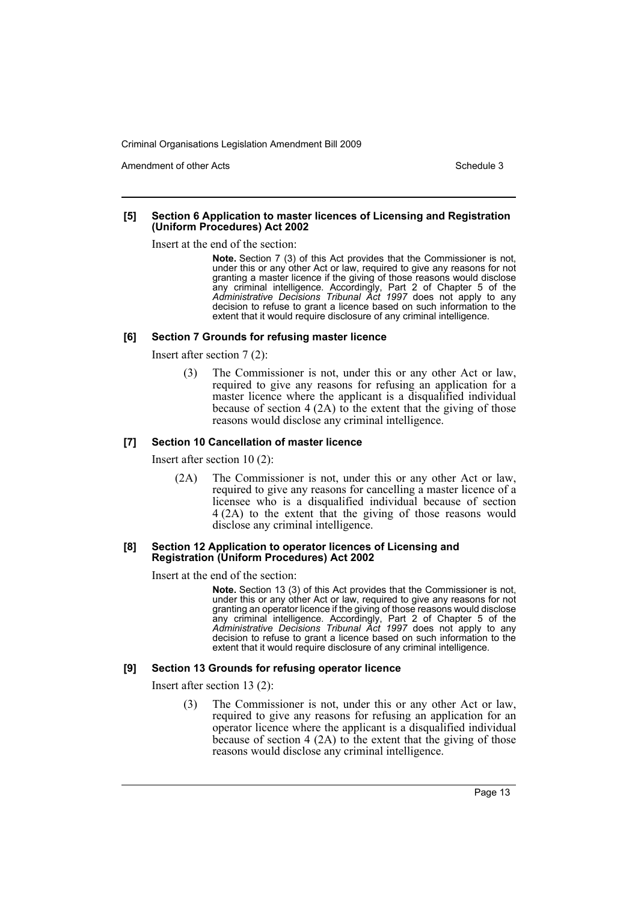#### [5] Section 6 Application to master licences of Licensing and Registration (Uniform Procedures) Act 2002

Insert at the end of the section:

> **Note.** Section 7 (3) of this Act provides that the Commissioner is not, under this or any other Act or law, required to give any reasons for not granting a master licence if the giving of those reasons would disclose any criminal intelligence. Accordingly, Part 2 of Chapter 5 of the *Administrative Decisions Tribunal Act 1997* does not apply to any decision to refuse to grant a licence based on such information to the extent that it would require disclosure of any criminal intelligence.

#### [6] Section 7 Grounds for refusing master licence

Insert after section 7 (2):

> (3) The Commissioner is not, under this or any other Act or law, required to give any reasons for refusing an application for a master licence where the applicant is a disqualified individual because of section 4 (2A) to the extent that the giving of those reasons would disclose any criminal intelligence.

#### [7] Section 10 Cancellation of master licence

Insert after section 10 (2):

> (2A) The Commissioner is not, under this or any other Act or law, required to give any reasons for cancelling a master licence of a licensee who is a disqualified individual because of section 4 (2A) to the extent that the giving of those reasons would disclose any criminal intelligence.

#### [8] Section 12 Application to operator licences of Licensing and Registration (Uniform Procedures) Act 2002

Insert at the end of the section:

> **Note.** Section 13 (3) of this Act provides that the Commissioner is not, under this or any other Act or law, required to give any reasons for not granting an operator licence if the giving of those reasons would disclose any criminal intelligence. Accordingly, Part 2 of Chapter 5 of the *Administrative Decisions Tribunal Act 1997* does not apply to any decision to refuse to grant a licence based on such information to the extent that it would require disclosure of any criminal intelligence.

#### [9] Section 13 Grounds for refusing operator licence

Insert after section 13 (2):

> (3) The Commissioner is not, under this or any other Act or law, required to give any reasons for refusing an application for an operator licence where the applicant is a disqualified individual because of section 4 (2A) to the extent that the giving of those reasons would disclose any criminal intelligence.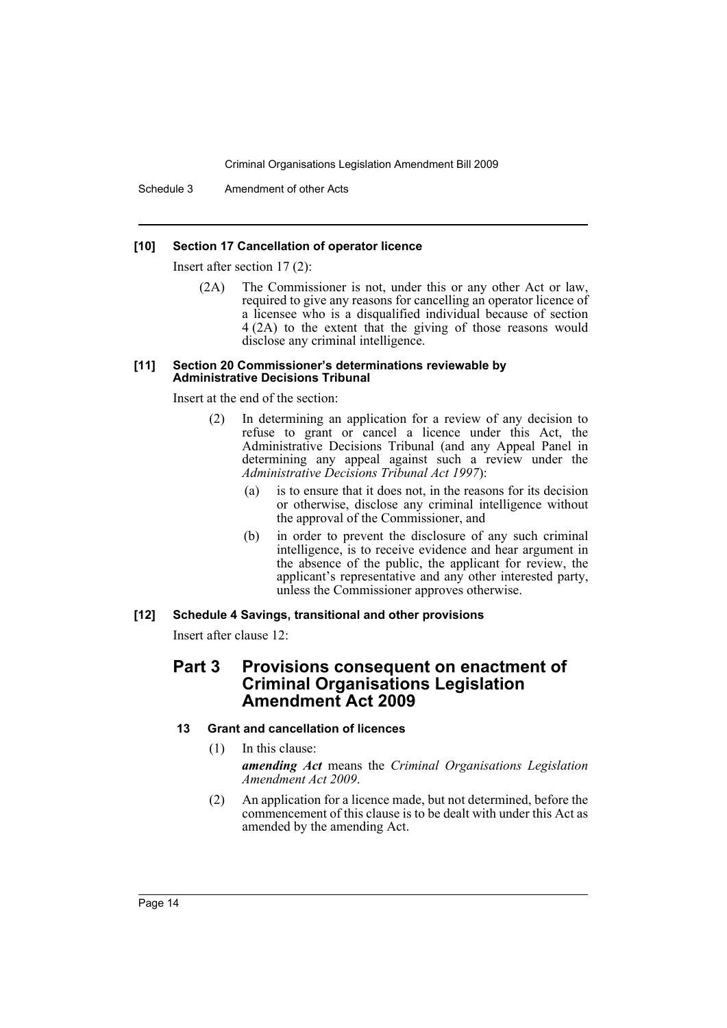**[10] Section 17 Cancellation of operator licence**

Insert after section 17 (2):

> (2A) The Commissioner is not, under this or any other Act or law, required to give any reasons for cancelling an operator licence of a licensee who is a disqualified individual because of section 4 (2A) to the extent that the giving of those reasons would disclose any criminal intelligence.

**[11] Section 20 Commissioner's determinations reviewable by Administrative Decisions Tribunal**

Insert at the end of the section:

> (2) In determining an application for a review of any decision to refuse to grant or cancel a licence under this Act, the Administrative Decisions Tribunal (and any Appeal Panel in determining any appeal against such a review under the *Administrative Decisions Tribunal Act 1997*):
>
> (a) is to ensure that it does not, in the reasons for its decision or otherwise, disclose any criminal intelligence without the approval of the Commissioner, and
>
> (b) in order to prevent the disclosure of any such criminal intelligence, is to receive evidence and hear argument in the absence of the public, the applicant for review, the applicant's representative and any other interested party, unless the Commissioner approves otherwise.

**[12] Schedule 4 Savings, transitional and other provisions**

Insert after clause 12:

## Part 3 Provisions consequent on enactment of Criminal Organisations Legislation Amendment Act 2009

### 13 Grant and cancellation of licences

(1) In this clause:

***amending Act*** means the *Criminal Organisations Legislation Amendment Act 2009*.

(2) An application for a licence made, but not determined, before the commencement of this clause is to be dealt with under this Act as amended by the amending Act.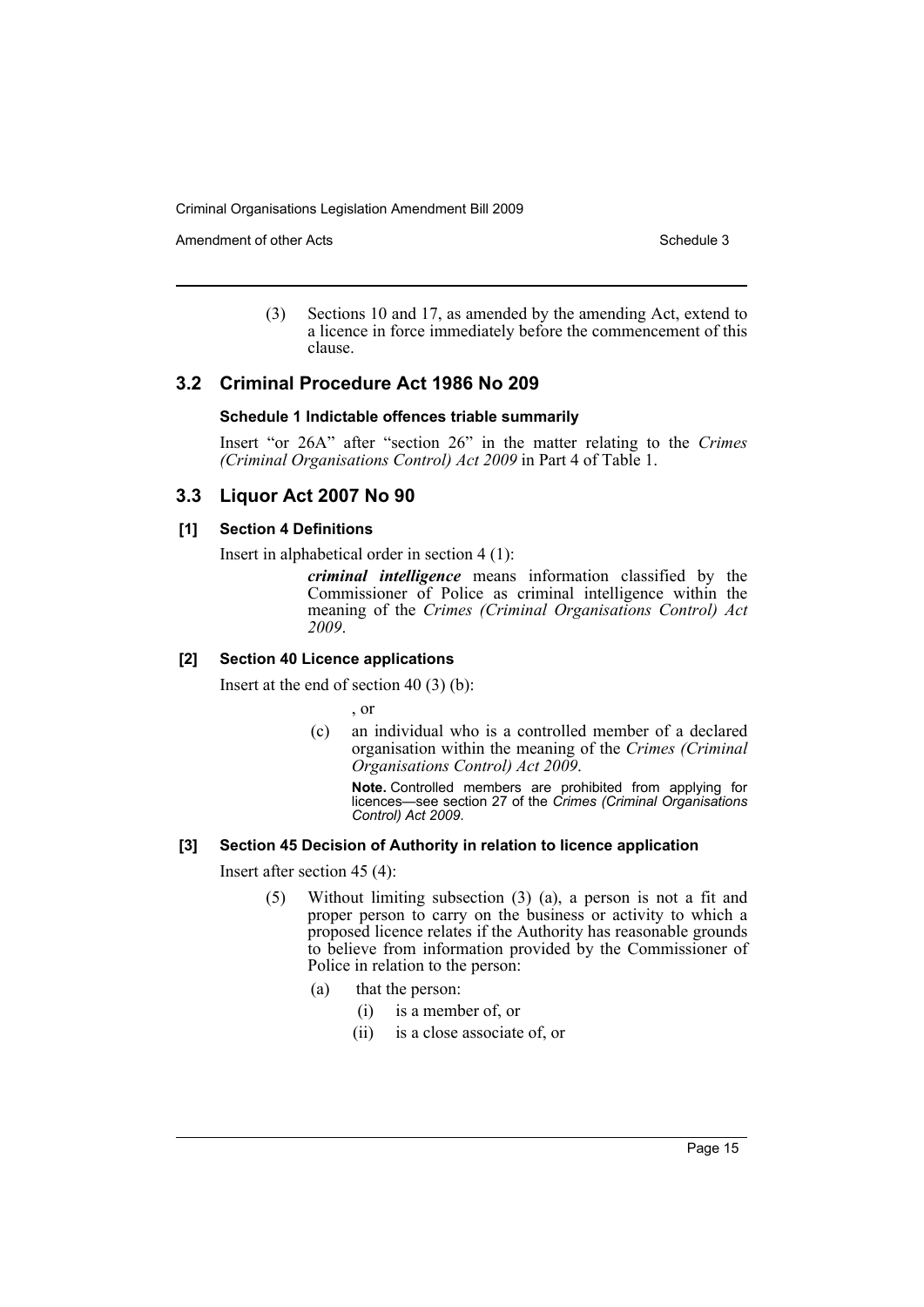(3) Sections 10 and 17, as amended by the amending Act, extend to a licence in force immediately before the commencement of this clause.

## 3.2 Criminal Procedure Act 1986 No 209

### Schedule 1 Indictable offences triable summarily

Insert "or 26A" after "section 26" in the matter relating to the *Crimes (Criminal Organisations Control) Act 2009* in Part 4 of Table 1.

## 3.3 Liquor Act 2007 No 90

### [1] Section 4 Definitions

Insert in alphabetical order in section 4 (1):

> ***criminal intelligence*** means information classified by the Commissioner of Police as criminal intelligence within the meaning of the *Crimes (Criminal Organisations Control) Act 2009*.

### [2] Section 40 Licence applications

Insert at the end of section 40 (3) (b):

> , or
>
> (c) an individual who is a controlled member of a declared organisation within the meaning of the *Crimes (Criminal Organisations Control) Act 2009*.
>
> **Note.** Controlled members are prohibited from applying for licences—see section 27 of the *Crimes (Criminal Organisations Control) Act 2009*.

### [3] Section 45 Decision of Authority in relation to licence application

Insert after section 45 (4):

> (5) Without limiting subsection (3) (a), a person is not a fit and proper person to carry on the business or activity to which a proposed licence relates if the Authority has reasonable grounds to believe from information provided by the Commissioner of Police in relation to the person:
>
> (a) that the person:
>
> (i) is a member of, or
>
> (ii) is a close associate of, or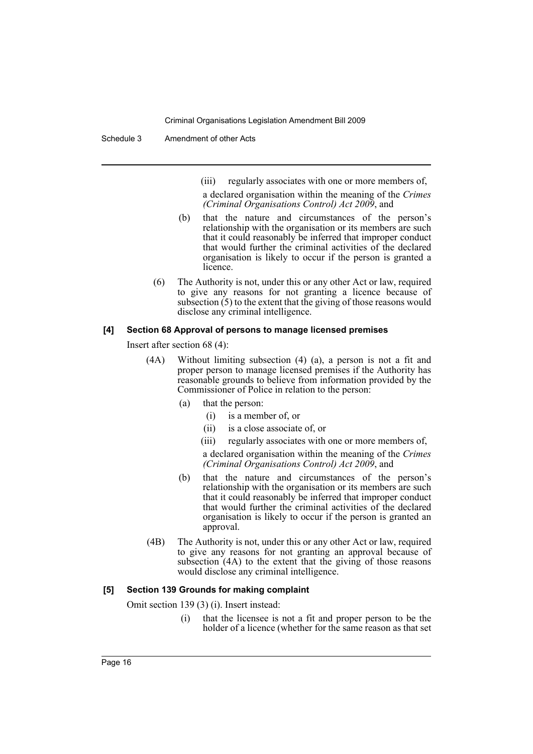(iii) regularly associates with one or more members of,

a declared organisation within the meaning of the *Crimes (Criminal Organisations Control) Act 2009*, and

(b) that the nature and circumstances of the person's relationship with the organisation or its members are such that it could reasonably be inferred that improper conduct that would further the criminal activities of the declared organisation is likely to occur if the person is granted a licence.

(6) The Authority is not, under this or any other Act or law, required to give any reasons for not granting a licence because of subsection (5) to the extent that the giving of those reasons would disclose any criminal intelligence.

**[4] Section 68 Approval of persons to manage licensed premises**

Insert after section 68 (4):

(4A) Without limiting subsection (4) (a), a person is not a fit and proper person to manage licensed premises if the Authority has reasonable grounds to believe from information provided by the Commissioner of Police in relation to the person:

(a) that the person:

(i) is a member of, or

(ii) is a close associate of, or

(iii) regularly associates with one or more members of,

a declared organisation within the meaning of the *Crimes (Criminal Organisations Control) Act 2009*, and

(b) that the nature and circumstances of the person's relationship with the organisation or its members are such that it could reasonably be inferred that improper conduct that would further the criminal activities of the declared organisation is likely to occur if the person is granted an approval.

(4B) The Authority is not, under this or any other Act or law, required to give any reasons for not granting an approval because of subsection (4A) to the extent that the giving of those reasons would disclose any criminal intelligence.

**[5] Section 139 Grounds for making complaint**

Omit section 139 (3) (i). Insert instead:

(i) that the licensee is not a fit and proper person to be the holder of a licence (whether for the same reason as that set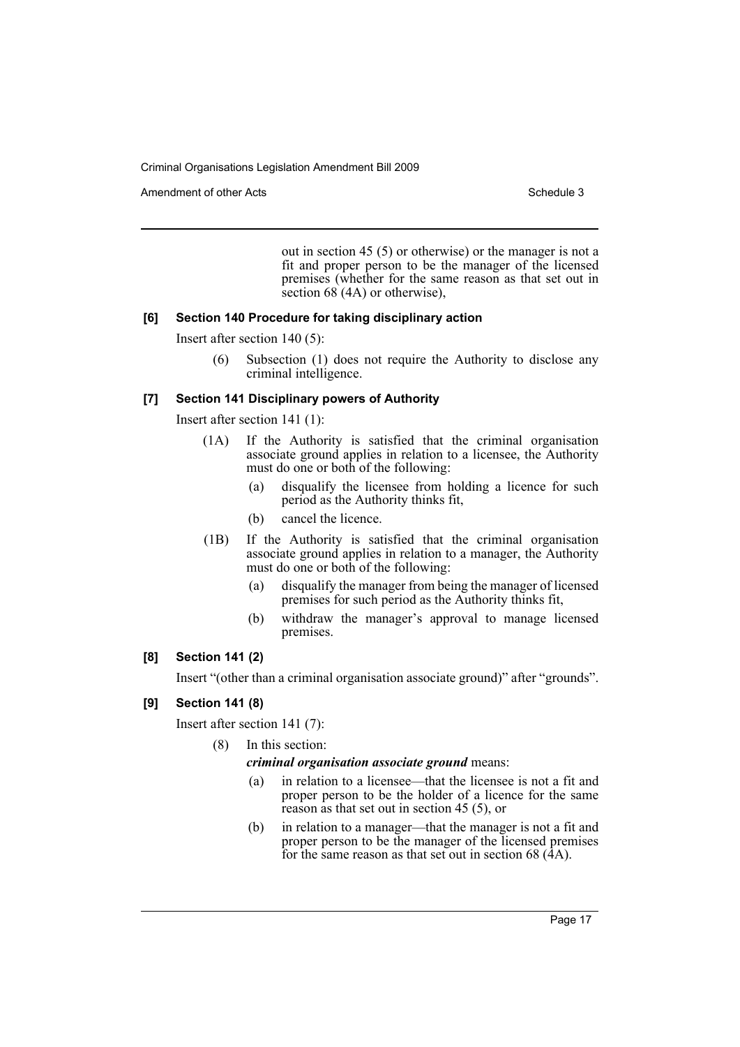out in section 45 (5) or otherwise) or the manager is not a fit and proper person to be the manager of the licensed premises (whether for the same reason as that set out in section 68 (4A) or otherwise),

#### [6] Section 140 Procedure for taking disciplinary action

Insert after section 140 (5):

> (6) Subsection (1) does not require the Authority to disclose any criminal intelligence.

#### [7] Section 141 Disciplinary powers of Authority

Insert after section 141 (1):

> (1A) If the Authority is satisfied that the criminal organisation associate ground applies in relation to a licensee, the Authority must do one or both of the following:
>
> (a) disqualify the licensee from holding a licence for such period as the Authority thinks fit,
>
> (b) cancel the licence.
>
> (1B) If the Authority is satisfied that the criminal organisation associate ground applies in relation to a manager, the Authority must do one or both of the following:
>
> (a) disqualify the manager from being the manager of licensed premises for such period as the Authority thinks fit,
>
> (b) withdraw the manager's approval to manage licensed premises.

#### [8] Section 141 (2)

Insert "(other than a criminal organisation associate ground)" after "grounds".

#### [9] Section 141 (8)

Insert after section 141 (7):

> (8) In this section:
>
> ***criminal organisation associate ground*** means:
>
> (a) in relation to a licensee—that the licensee is not a fit and proper person to be the holder of a licence for the same reason as that set out in section 45 (5), or
>
> (b) in relation to a manager—that the manager is not a fit and proper person to be the manager of the licensed premises for the same reason as that set out in section 68 (4A).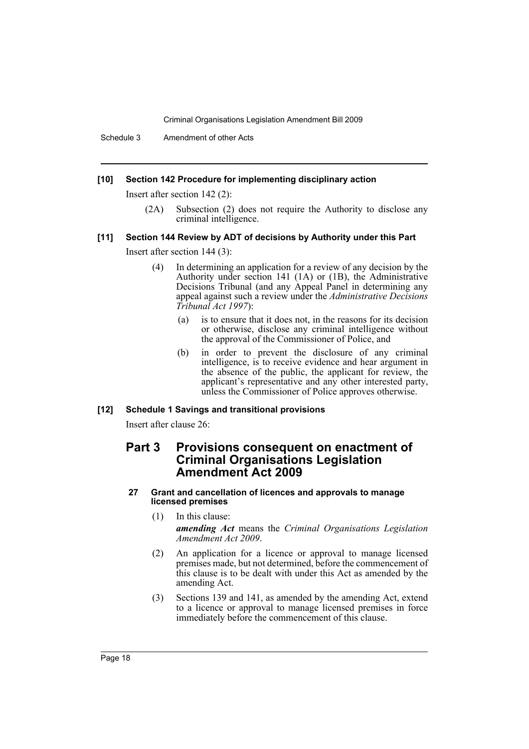### [10] Section 142 Procedure for implementing disciplinary action

Insert after section 142 (2):

(2A) Subsection (2) does not require the Authority to disclose any criminal intelligence.

### [11] Section 144 Review by ADT of decisions by Authority under this Part

Insert after section 144 (3):

(4) In determining an application for a review of any decision by the Authority under section 141 (1A) or (1B), the Administrative Decisions Tribunal (and any Appeal Panel in determining any appeal against such a review under the *Administrative Decisions Tribunal Act 1997*):

(a) is to ensure that it does not, in the reasons for its decision or otherwise, disclose any criminal intelligence without the approval of the Commissioner of Police, and

(b) in order to prevent the disclosure of any criminal intelligence, is to receive evidence and hear argument in the absence of the public, the applicant for review, the applicant's representative and any other interested party, unless the Commissioner of Police approves otherwise.

### [12] Schedule 1 Savings and transitional provisions

Insert after clause 26:

## Part 3 Provisions consequent on enactment of Criminal Organisations Legislation Amendment Act 2009

#### 27 Grant and cancellation of licences and approvals to manage licensed premises

(1) In this clause:

***amending Act*** means the *Criminal Organisations Legislation Amendment Act 2009*.

(2) An application for a licence or approval to manage licensed premises made, but not determined, before the commencement of this clause is to be dealt with under this Act as amended by the amending Act.

(3) Sections 139 and 141, as amended by the amending Act, extend to a licence or approval to manage licensed premises in force immediately before the commencement of this clause.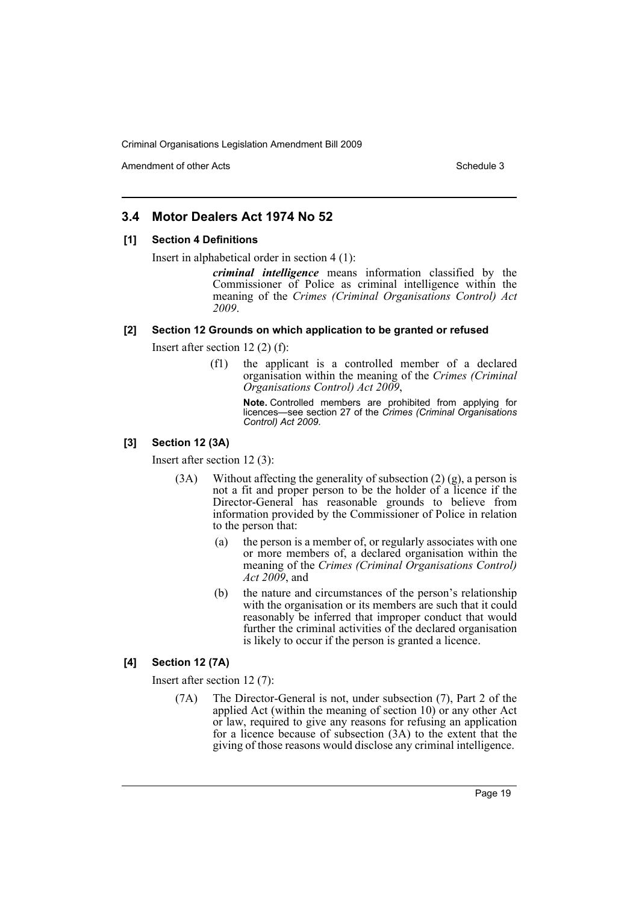## 3.4 Motor Dealers Act 1974 No 52

### [1] Section 4 Definitions

Insert in alphabetical order in section 4 (1):

> ***criminal intelligence*** means information classified by the Commissioner of Police as criminal intelligence within the meaning of the *Crimes (Criminal Organisations Control) Act 2009*.

### [2] Section 12 Grounds on which application to be granted or refused

Insert after section 12 (2) (f):

> (f1) the applicant is a controlled member of a declared organisation within the meaning of the *Crimes (Criminal Organisations Control) Act 2009*,
>
> **Note.** Controlled members are prohibited from applying for licences—see section 27 of the *Crimes (Criminal Organisations Control) Act 2009*.

### [3] Section 12 (3A)

Insert after section 12 (3):

> (3A) Without affecting the generality of subsection (2) (g), a person is not a fit and proper person to be the holder of a licence if the Director-General has reasonable grounds to believe from information provided by the Commissioner of Police in relation to the person that:
>
> (a) the person is a member of, or regularly associates with one or more members of, a declared organisation within the meaning of the *Crimes (Criminal Organisations Control) Act 2009*, and
>
> (b) the nature and circumstances of the person's relationship with the organisation or its members are such that it could reasonably be inferred that improper conduct that would further the criminal activities of the declared organisation is likely to occur if the person is granted a licence.

### [4] Section 12 (7A)

Insert after section 12 (7):

> (7A) The Director-General is not, under subsection (7), Part 2 of the applied Act (within the meaning of section 10) or any other Act or law, required to give any reasons for refusing an application for a licence because of subsection (3A) to the extent that the giving of those reasons would disclose any criminal intelligence.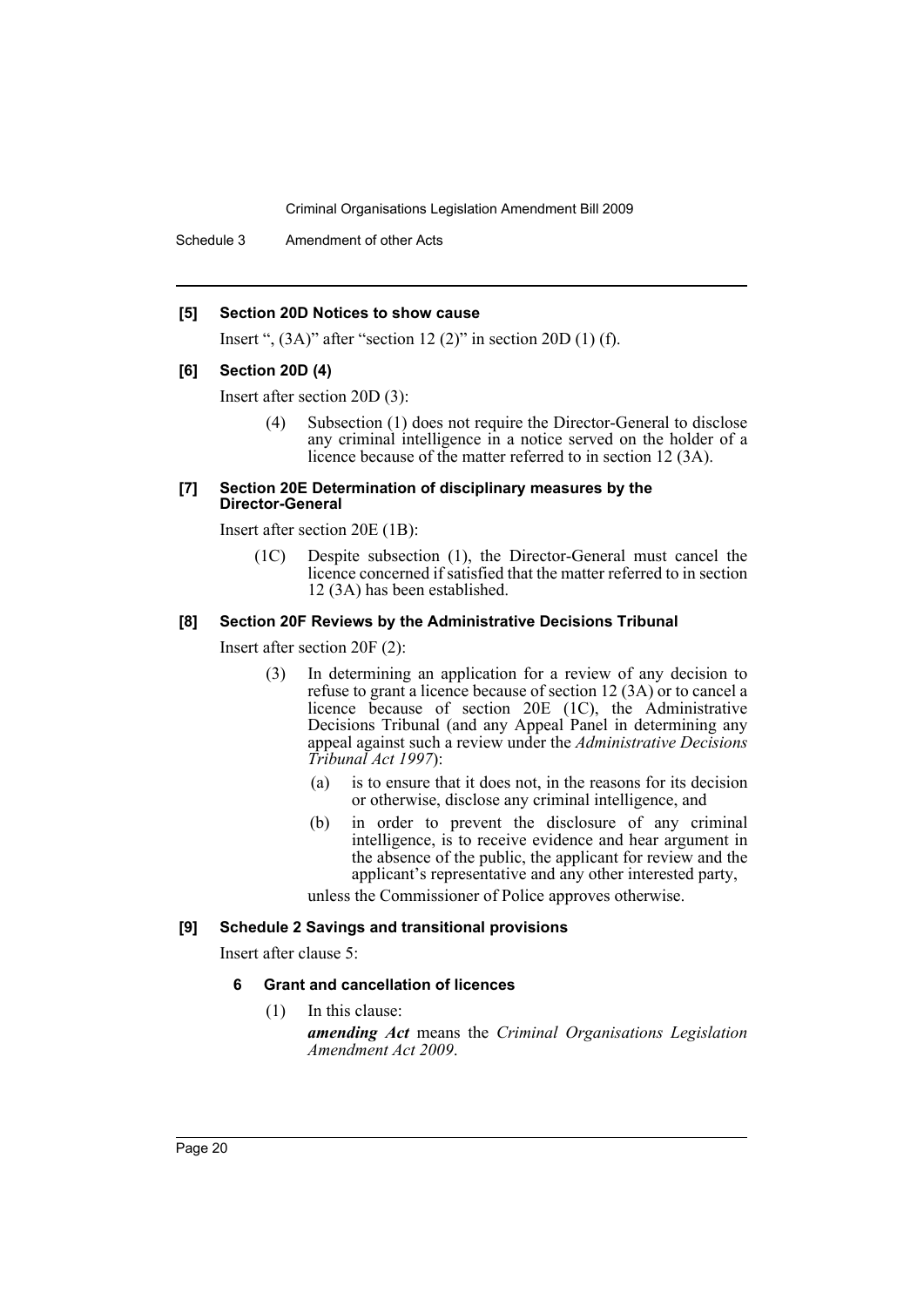**[5] Section 20D Notices to show cause**

Insert ", (3A)" after "section 12 (2)" in section 20D (1) (f).

**[6] Section 20D (4)**

Insert after section 20D (3):

> (4) Subsection (1) does not require the Director-General to disclose any criminal intelligence in a notice served on the holder of a licence because of the matter referred to in section 12 (3A).

**[7] Section 20E Determination of disciplinary measures by the Director-General**

Insert after section 20E (1B):

> (1C) Despite subsection (1), the Director-General must cancel the licence concerned if satisfied that the matter referred to in section 12 (3A) has been established.

**[8] Section 20F Reviews by the Administrative Decisions Tribunal**

Insert after section 20F (2):

> (3) In determining an application for a review of any decision to refuse to grant a licence because of section 12 (3A) or to cancel a licence because of section 20E (1C), the Administrative Decisions Tribunal (and any Appeal Panel in determining any appeal against such a review under the *Administrative Decisions Tribunal Act 1997*):
>
> (a) is to ensure that it does not, in the reasons for its decision or otherwise, disclose any criminal intelligence, and
>
> (b) in order to prevent the disclosure of any criminal intelligence, is to receive evidence and hear argument in the absence of the public, the applicant for review and the applicant's representative and any other interested party,
>
> unless the Commissioner of Police approves otherwise.

**[9] Schedule 2 Savings and transitional provisions**

Insert after clause 5:

> **6 Grant and cancellation of licences**
>
> (1) In this clause:
>
> ***amending Act*** means the *Criminal Organisations Legislation Amendment Act 2009*.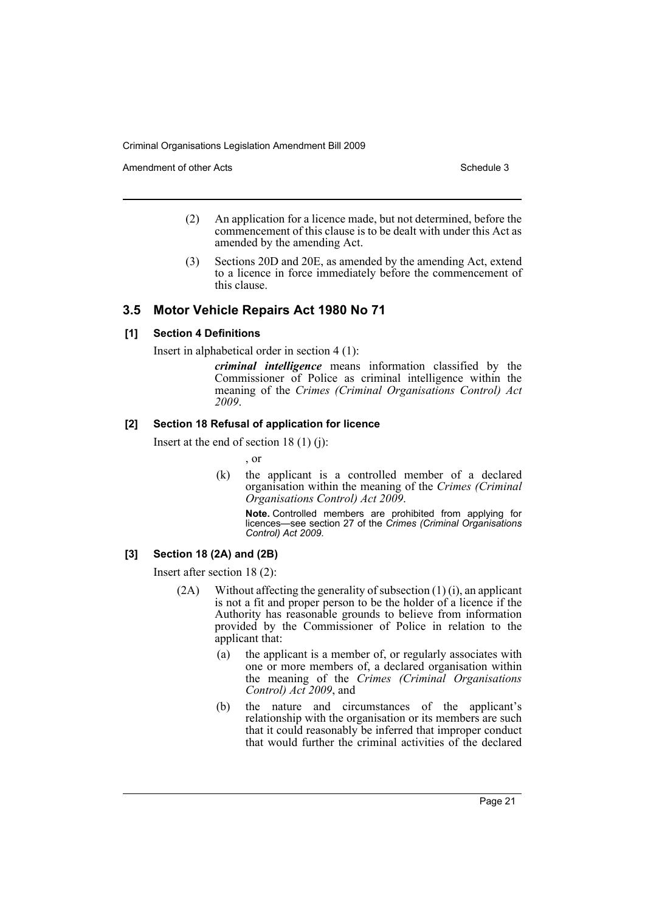(2) An application for a licence made, but not determined, before the commencement of this clause is to be dealt with under this Act as amended by the amending Act.

(3) Sections 20D and 20E, as amended by the amending Act, extend to a licence in force immediately before the commencement of this clause.

## 3.5 Motor Vehicle Repairs Act 1980 No 71

### [1] Section 4 Definitions

Insert in alphabetical order in section 4 (1):

> ***criminal intelligence*** means information classified by the Commissioner of Police as criminal intelligence within the meaning of the *Crimes (Criminal Organisations Control) Act 2009*.

### [2] Section 18 Refusal of application for licence

Insert at the end of section 18 (1) (j):

> , or
>
> (k) the applicant is a controlled member of a declared organisation within the meaning of the *Crimes (Criminal Organisations Control) Act 2009*.
>
> **Note.** Controlled members are prohibited from applying for licences—see section 27 of the *Crimes (Criminal Organisations Control) Act 2009*.

### [3] Section 18 (2A) and (2B)

Insert after section 18 (2):

> (2A) Without affecting the generality of subsection (1) (i), an applicant is not a fit and proper person to be the holder of a licence if the Authority has reasonable grounds to believe from information provided by the Commissioner of Police in relation to the applicant that:
>
> (a) the applicant is a member of, or regularly associates with one or more members of, a declared organisation within the meaning of the *Crimes (Criminal Organisations Control) Act 2009*, and
>
> (b) the nature and circumstances of the applicant's relationship with the organisation or its members are such that it could reasonably be inferred that improper conduct that would further the criminal activities of the declared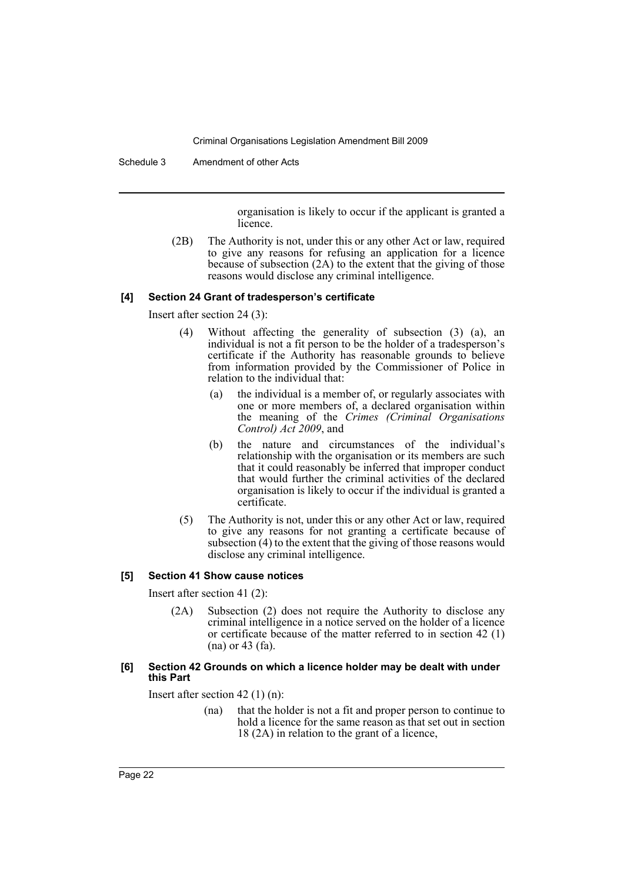organisation is likely to occur if the applicant is granted a licence.

(2B) The Authority is not, under this or any other Act or law, required to give any reasons for refusing an application for a licence because of subsection (2A) to the extent that the giving of those reasons would disclose any criminal intelligence.

**[4] Section 24 Grant of tradesperson's certificate**

Insert after section 24 (3):

(4) Without affecting the generality of subsection (3) (a), an individual is not a fit person to be the holder of a tradesperson's certificate if the Authority has reasonable grounds to believe from information provided by the Commissioner of Police in relation to the individual that:

(a) the individual is a member of, or regularly associates with one or more members of, a declared organisation within the meaning of the *Crimes (Criminal Organisations Control) Act 2009*, and

(b) the nature and circumstances of the individual's relationship with the organisation or its members are such that it could reasonably be inferred that improper conduct that would further the criminal activities of the declared organisation is likely to occur if the individual is granted a certificate.

(5) The Authority is not, under this or any other Act or law, required to give any reasons for not granting a certificate because of subsection (4) to the extent that the giving of those reasons would disclose any criminal intelligence.

**[5] Section 41 Show cause notices**

Insert after section 41 (2):

(2A) Subsection (2) does not require the Authority to disclose any criminal intelligence in a notice served on the holder of a licence or certificate because of the matter referred to in section 42 (1) (na) or 43 (fa).

**[6] Section 42 Grounds on which a licence holder may be dealt with under this Part**

Insert after section 42 (1) (n):

(na) that the holder is not a fit and proper person to continue to hold a licence for the same reason as that set out in section 18 (2A) in relation to the grant of a licence,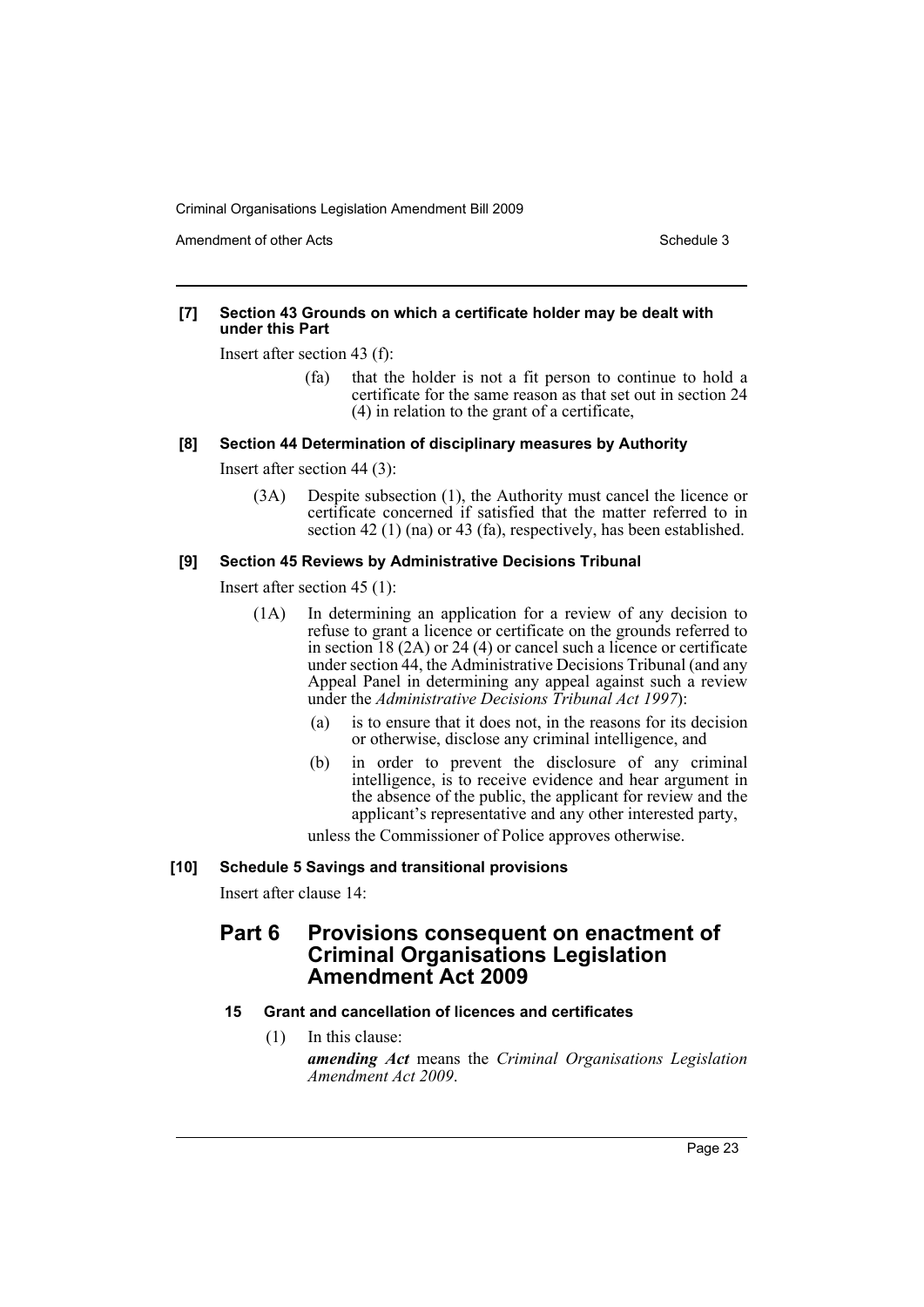**[7] Section 43 Grounds on which a certificate holder may be dealt with under this Part**

Insert after section 43 (f):

> (fa) that the holder is not a fit person to continue to hold a certificate for the same reason as that set out in section 24 (4) in relation to the grant of a certificate,

**[8] Section 44 Determination of disciplinary measures by Authority**

Insert after section 44 (3):

> (3A) Despite subsection (1), the Authority must cancel the licence or certificate concerned if satisfied that the matter referred to in section 42 (1) (na) or 43 (fa), respectively, has been established.

**[9] Section 45 Reviews by Administrative Decisions Tribunal**

Insert after section 45 (1):

> (1A) In determining an application for a review of any decision to refuse to grant a licence or certificate on the grounds referred to in section 18 (2A) or 24 (4) or cancel such a licence or certificate under section 44, the Administrative Decisions Tribunal (and any Appeal Panel in determining any appeal against such a review under the *Administrative Decisions Tribunal Act 1997*):
>
> (a) is to ensure that it does not, in the reasons for its decision or otherwise, disclose any criminal intelligence, and
>
> (b) in order to prevent the disclosure of any criminal intelligence, is to receive evidence and hear argument in the absence of the public, the applicant for review and the applicant's representative and any other interested party,
>
> unless the Commissioner of Police approves otherwise.

**[10] Schedule 5 Savings and transitional provisions**

Insert after clause 14:

## Part 6 Provisions consequent on enactment of Criminal Organisations Legislation Amendment Act 2009

### 15 Grant and cancellation of licences and certificates

(1) In this clause:

***amending Act*** means the *Criminal Organisations Legislation Amendment Act 2009*.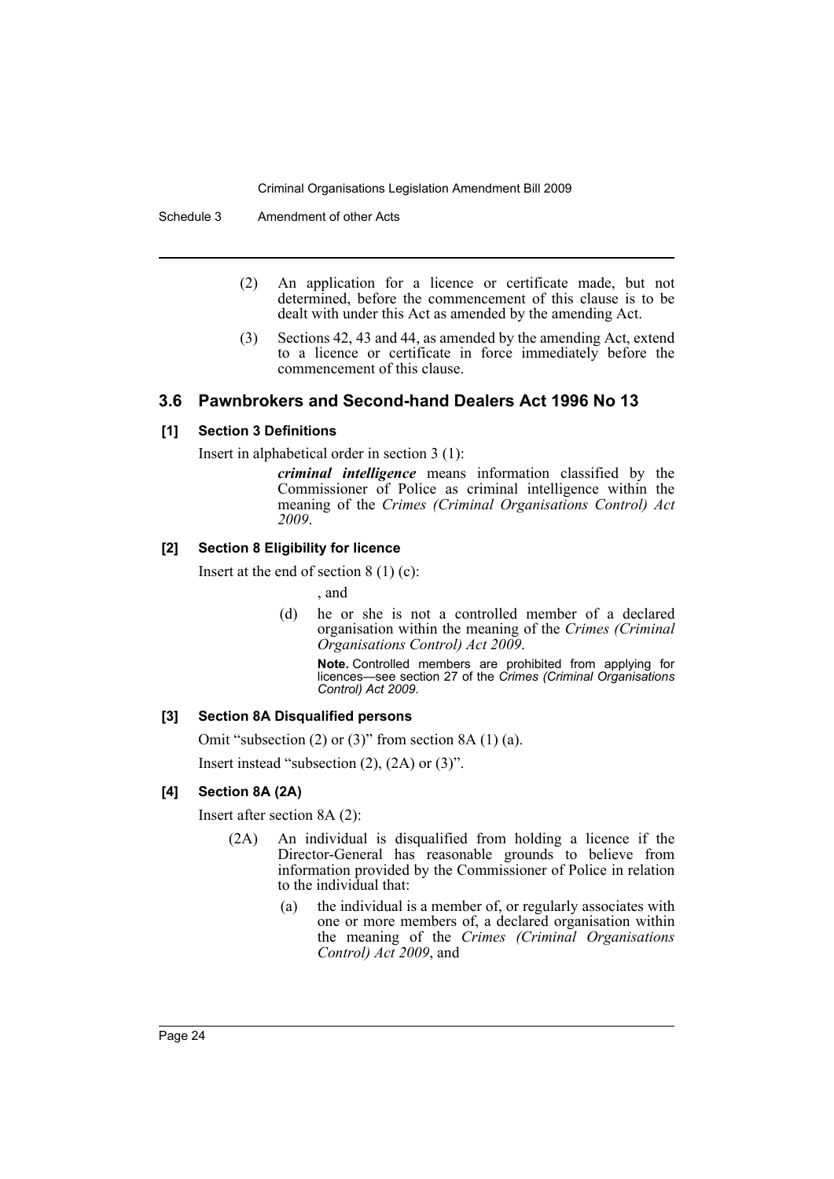(2) An application for a licence or certificate made, but not determined, before the commencement of this clause is to be dealt with under this Act as amended by the amending Act.

(3) Sections 42, 43 and 44, as amended by the amending Act, extend to a licence or certificate in force immediately before the commencement of this clause.

## 3.6 Pawnbrokers and Second-hand Dealers Act 1996 No 13

### [1] Section 3 Definitions

Insert in alphabetical order in section 3 (1):

> ***criminal intelligence*** means information classified by the Commissioner of Police as criminal intelligence within the meaning of the *Crimes (Criminal Organisations Control) Act 2009*.

### [2] Section 8 Eligibility for licence

Insert at the end of section 8 (1) (c):

> , and
>
> (d) he or she is not a controlled member of a declared organisation within the meaning of the *Crimes (Criminal Organisations Control) Act 2009*.
>
> **Note.** Controlled members are prohibited from applying for licences—see section 27 of the *Crimes (Criminal Organisations Control) Act 2009*.

### [3] Section 8A Disqualified persons

Omit "subsection (2) or (3)" from section 8A (1) (a).

Insert instead "subsection (2), (2A) or (3)".

### [4] Section 8A (2A)

Insert after section 8A (2):

> (2A) An individual is disqualified from holding a licence if the Director-General has reasonable grounds to believe from information provided by the Commissioner of Police in relation to the individual that:
>
> (a) the individual is a member of, or regularly associates with one or more members of, a declared organisation within the meaning of the *Crimes (Criminal Organisations Control) Act 2009*, and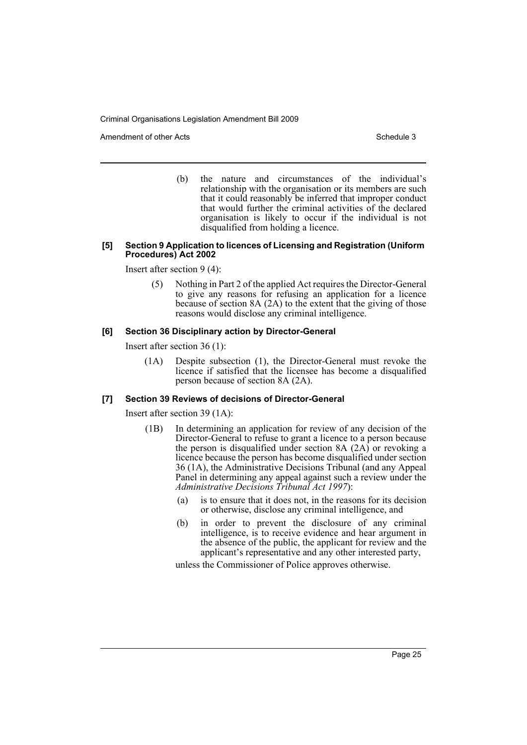(b) the nature and circumstances of the individual's relationship with the organisation or its members are such that it could reasonably be inferred that improper conduct that would further the criminal activities of the declared organisation is likely to occur if the individual is not disqualified from holding a licence.

#### [5] Section 9 Application to licences of Licensing and Registration (Uniform Procedures) Act 2002

Insert after section 9 (4):

(5) Nothing in Part 2 of the applied Act requires the Director-General to give any reasons for refusing an application for a licence because of section 8A (2A) to the extent that the giving of those reasons would disclose any criminal intelligence.

#### [6] Section 36 Disciplinary action by Director-General

Insert after section 36 (1):

(1A) Despite subsection (1), the Director-General must revoke the licence if satisfied that the licensee has become a disqualified person because of section 8A (2A).

#### [7] Section 39 Reviews of decisions of Director-General

Insert after section 39 (1A):

(1B) In determining an application for review of any decision of the Director-General to refuse to grant a licence to a person because the person is disqualified under section 8A (2A) or revoking a licence because the person has become disqualified under section 36 (1A), the Administrative Decisions Tribunal (and any Appeal Panel in determining any appeal against such a review under the *Administrative Decisions Tribunal Act 1997*):

(a) is to ensure that it does not, in the reasons for its decision or otherwise, disclose any criminal intelligence, and

(b) in order to prevent the disclosure of any criminal intelligence, is to receive evidence and hear argument in the absence of the public, the applicant for review and the applicant's representative and any other interested party,

unless the Commissioner of Police approves otherwise.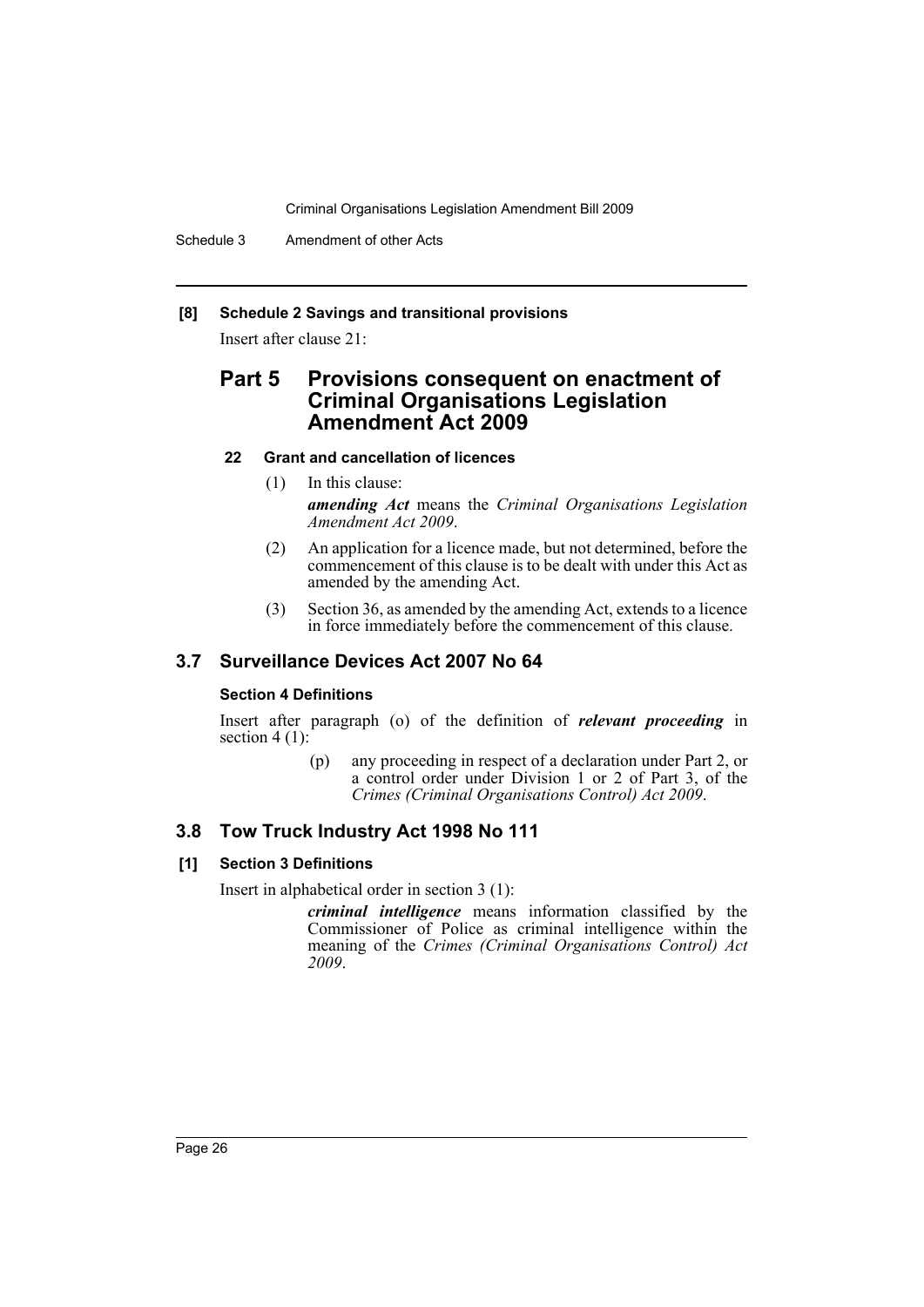#### [8] Schedule 2 Savings and transitional provisions

Insert after clause 21:

## Part 5 Provisions consequent on enactment of Criminal Organisations Legislation Amendment Act 2009

#### 22 Grant and cancellation of licences

(1) In this clause:

***amending Act*** means the *Criminal Organisations Legislation Amendment Act 2009*.

(2) An application for a licence made, but not determined, before the commencement of this clause is to be dealt with under this Act as amended by the amending Act.

(3) Section 36, as amended by the amending Act, extends to a licence in force immediately before the commencement of this clause.

### 3.7 Surveillance Devices Act 2007 No 64

#### Section 4 Definitions

Insert after paragraph (o) of the definition of ***relevant proceeding*** in section 4 (1):

(p) any proceeding in respect of a declaration under Part 2, or a control order under Division 1 or 2 of Part 3, of the *Crimes (Criminal Organisations Control) Act 2009*.

### 3.8 Tow Truck Industry Act 1998 No 111

#### [1] Section 3 Definitions

Insert in alphabetical order in section 3 (1):

***criminal intelligence*** means information classified by the Commissioner of Police as criminal intelligence within the meaning of the *Crimes (Criminal Organisations Control) Act 2009*.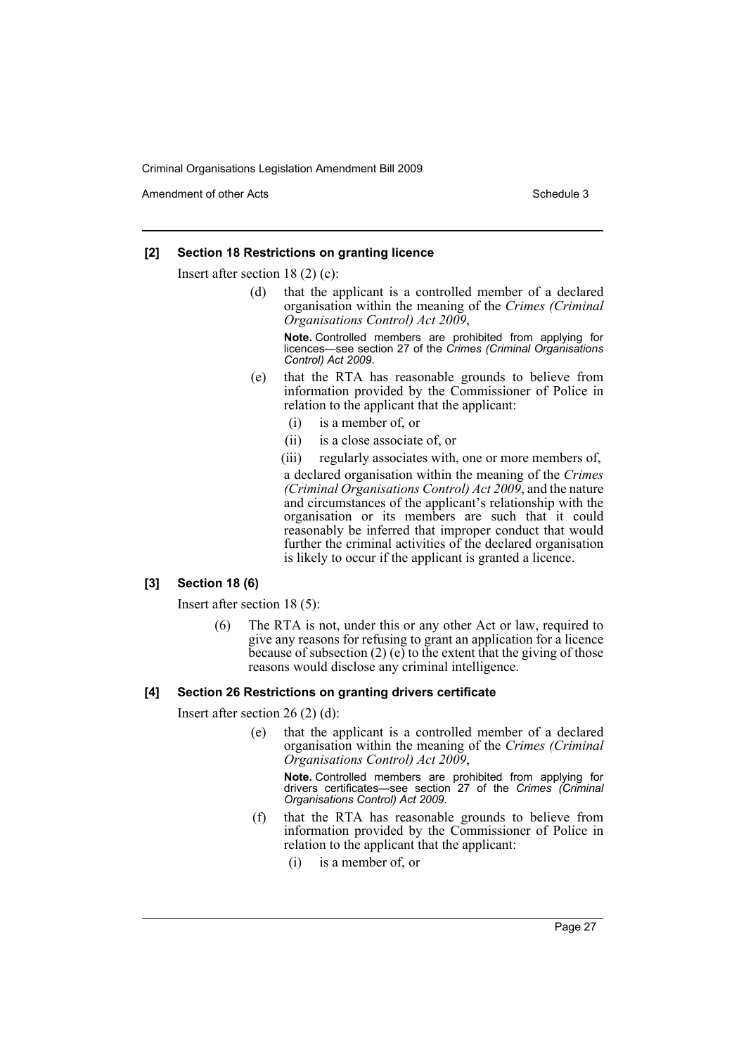**[2] Section 18 Restrictions on granting licence**

Insert after section 18 (2) (c):

> (d) that the applicant is a controlled member of a declared organisation within the meaning of the *Crimes (Criminal Organisations Control) Act 2009*,
>
> **Note.** Controlled members are prohibited from applying for licences—see section 27 of the *Crimes (Criminal Organisations Control) Act 2009*.
>
> (e) that the RTA has reasonable grounds to believe from information provided by the Commissioner of Police in relation to the applicant that the applicant:
>
> (i) is a member of, or
>
> (ii) is a close associate of, or
>
> (iii) regularly associates with, one or more members of,
>
> a declared organisation within the meaning of the *Crimes (Criminal Organisations Control) Act 2009*, and the nature and circumstances of the applicant's relationship with the organisation or its members are such that it could reasonably be inferred that improper conduct that would further the criminal activities of the declared organisation is likely to occur if the applicant is granted a licence.

**[3] Section 18 (6)**

Insert after section 18 (5):

> (6) The RTA is not, under this or any other Act or law, required to give any reasons for refusing to grant an application for a licence because of subsection (2) (e) to the extent that the giving of those reasons would disclose any criminal intelligence.

**[4] Section 26 Restrictions on granting drivers certificate**

Insert after section 26 (2) (d):

> (e) that the applicant is a controlled member of a declared organisation within the meaning of the *Crimes (Criminal Organisations Control) Act 2009*,
>
> **Note.** Controlled members are prohibited from applying for drivers certificates—see section 27 of the *Crimes (Criminal Organisations Control) Act 2009*.
>
> (f) that the RTA has reasonable grounds to believe from information provided by the Commissioner of Police in relation to the applicant that the applicant:
>
> (i) is a member of, or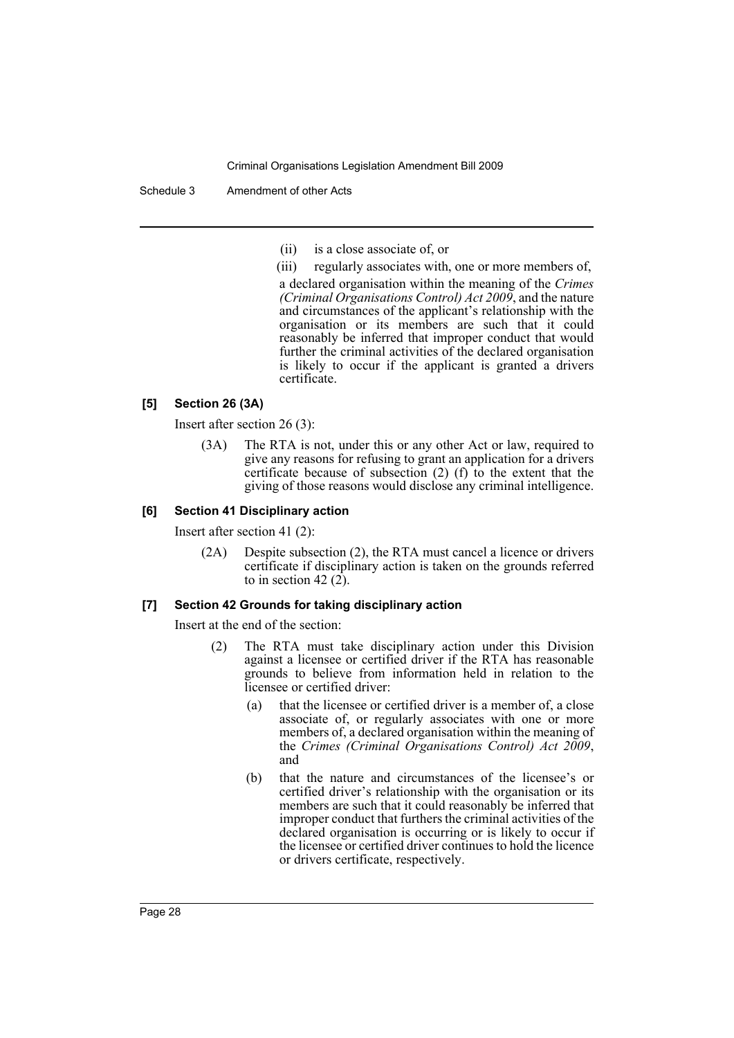(ii) is a close associate of, or

(iii) regularly associates with, one or more members of,

a declared organisation within the meaning of the *Crimes (Criminal Organisations Control) Act 2009*, and the nature and circumstances of the applicant's relationship with the organisation or its members are such that it could reasonably be inferred that improper conduct that would further the criminal activities of the declared organisation is likely to occur if the applicant is granted a drivers certificate.

### [5] Section 26 (3A)

Insert after section 26 (3):

(3A) The RTA is not, under this or any other Act or law, required to give any reasons for refusing to grant an application for a drivers certificate because of subsection (2) (f) to the extent that the giving of those reasons would disclose any criminal intelligence.

### [6] Section 41 Disciplinary action

Insert after section 41 (2):

(2A) Despite subsection (2), the RTA must cancel a licence or drivers certificate if disciplinary action is taken on the grounds referred to in section 42 (2).

### [7] Section 42 Grounds for taking disciplinary action

Insert at the end of the section:

(2) The RTA must take disciplinary action under this Division against a licensee or certified driver if the RTA has reasonable grounds to believe from information held in relation to the licensee or certified driver:

(a) that the licensee or certified driver is a member of, a close associate of, or regularly associates with one or more members of, a declared organisation within the meaning of the *Crimes (Criminal Organisations Control) Act 2009*, and

(b) that the nature and circumstances of the licensee's or certified driver's relationship with the organisation or its members are such that it could reasonably be inferred that improper conduct that furthers the criminal activities of the declared organisation is occurring or is likely to occur if the licensee or certified driver continues to hold the licence or drivers certificate, respectively.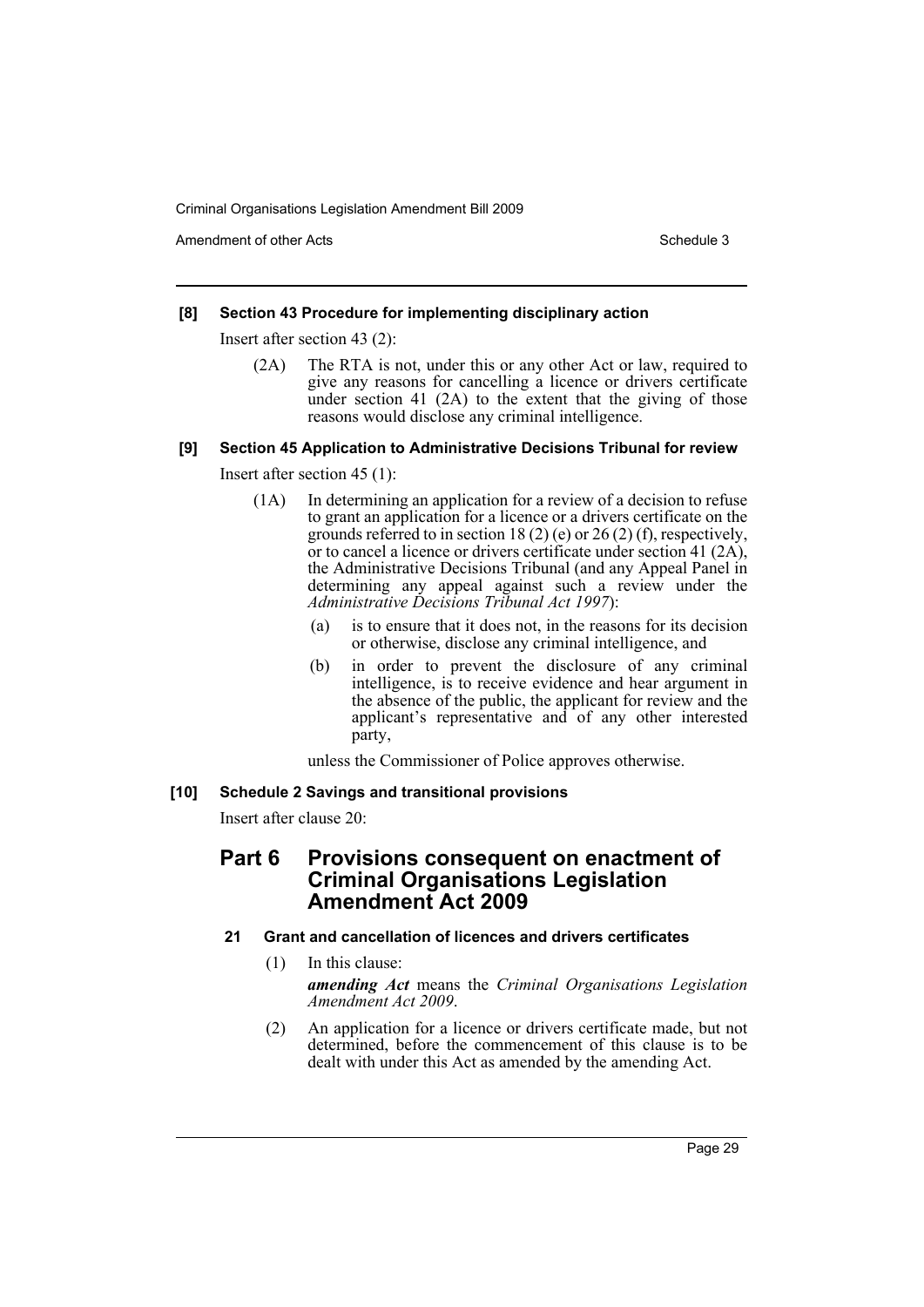**[8] Section 43 Procedure for implementing disciplinary action**

Insert after section 43 (2):

(2A) The RTA is not, under this or any other Act or law, required to give any reasons for cancelling a licence or drivers certificate under section 41 (2A) to the extent that the giving of those reasons would disclose any criminal intelligence.

**[9] Section 45 Application to Administrative Decisions Tribunal for review**

Insert after section 45 (1):

(1A) In determining an application for a review of a decision to refuse to grant an application for a licence or a drivers certificate on the grounds referred to in section 18 (2) (e) or 26 (2) (f), respectively, or to cancel a licence or drivers certificate under section 41 (2A), the Administrative Decisions Tribunal (and any Appeal Panel in determining any appeal against such a review under the *Administrative Decisions Tribunal Act 1997*):

(a) is to ensure that it does not, in the reasons for its decision or otherwise, disclose any criminal intelligence, and

(b) in order to prevent the disclosure of any criminal intelligence, is to receive evidence and hear argument in the absence of the public, the applicant for review and the applicant's representative and of any other interested party,

unless the Commissioner of Police approves otherwise.

**[10] Schedule 2 Savings and transitional provisions**

Insert after clause 20:

## Part 6 Provisions consequent on enactment of Criminal Organisations Legislation Amendment Act 2009

### 21 Grant and cancellation of licences and drivers certificates

(1) In this clause:

***amending Act*** means the *Criminal Organisations Legislation Amendment Act 2009*.

(2) An application for a licence or drivers certificate made, but not determined, before the commencement of this clause is to be dealt with under this Act as amended by the amending Act.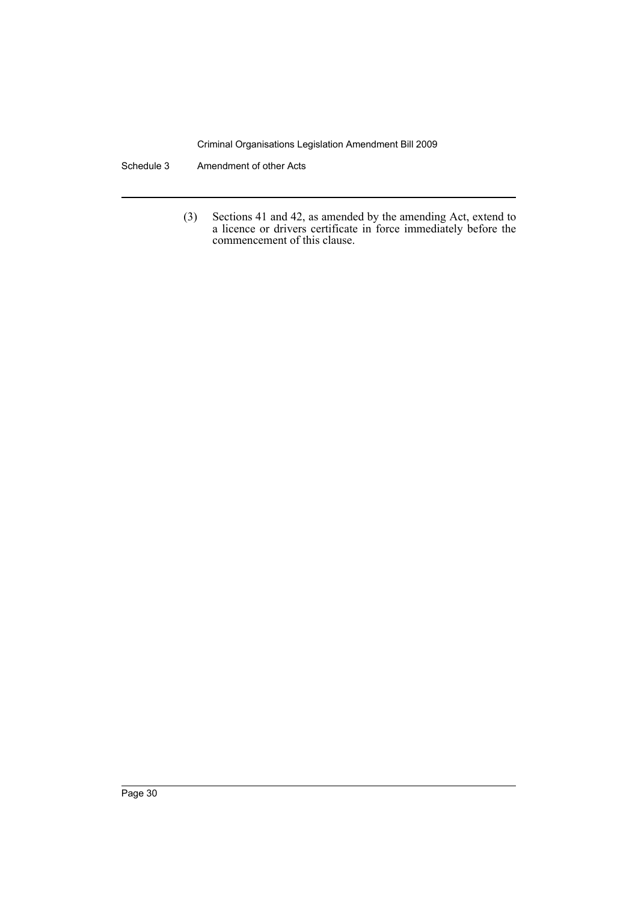(3) Sections 41 and 42, as amended by the amending Act, extend to a licence or drivers certificate in force immediately before the commencement of this clause.